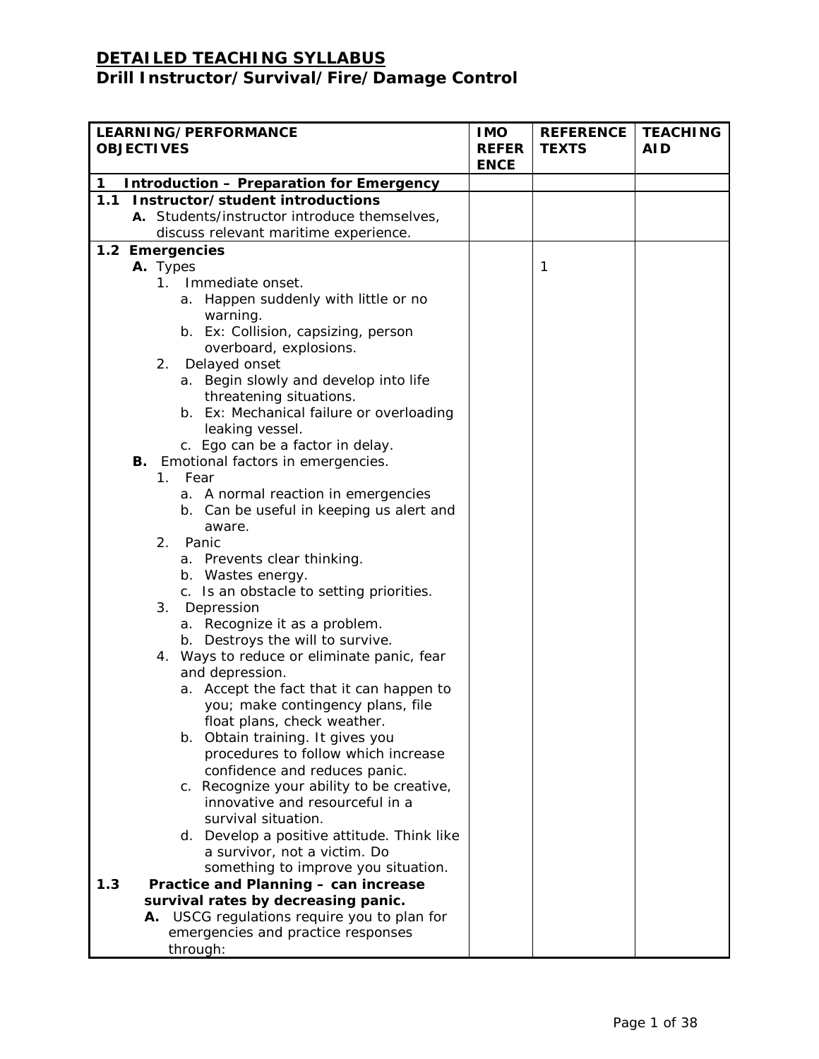## DETAILED TEACHING SYLLABUS
## Drill Instructor/Survival/Fire/Damage Control

| LEARNING/PERFORMANCE OBJECTIVES | IMO REFERENCE | REFERENCE TEXTS | TEACHING AID |
|---|---|---|---|
| **1 Introduction – Preparation for Emergency** | | | |
| **1.1 Instructor/student introductions**<br>**A.** Students/instructor introduce themselves, discuss relevant maritime experience. | | | |
| **1.2 Emergencies**<br>**A.** Types<br>1. Immediate onset.<br>a. Happen suddenly with little or no warning.<br>b. Ex: Collision, capsizing, person overboard, explosions.<br>2. Delayed onset<br>a. Begin slowly and develop into life threatening situations.<br>b. Ex: Mechanical failure or overloading leaking vessel.<br>c. Ego can be a factor in delay.<br>**B.** Emotional factors in emergencies.<br>1. Fear<br>a. A normal reaction in emergencies<br>b. Can be useful in keeping us alert and aware.<br>2. Panic<br>a. Prevents clear thinking.<br>b. Wastes energy.<br>c. Is an obstacle to setting priorities.<br>3. Depression<br>a. Recognize it as a problem.<br>b. Destroys the will to survive.<br>4. Ways to reduce or eliminate panic, fear and depression.<br>a. Accept the fact that it can happen to you; make contingency plans, file float plans, check weather.<br>b. Obtain training. It gives you procedures to follow which increase confidence and reduces panic.<br>c. Recognize your ability to be creative, innovative and resourceful in a survival situation.<br>d. Develop a positive attitude. Think like a survivor, not a victim. Do something to improve you situation.<br>**1.3 Practice and Planning – can increase survival rates by decreasing panic.**<br>**A.** USCG regulations require you to plan for emergencies and practice responses through: | | 1 | |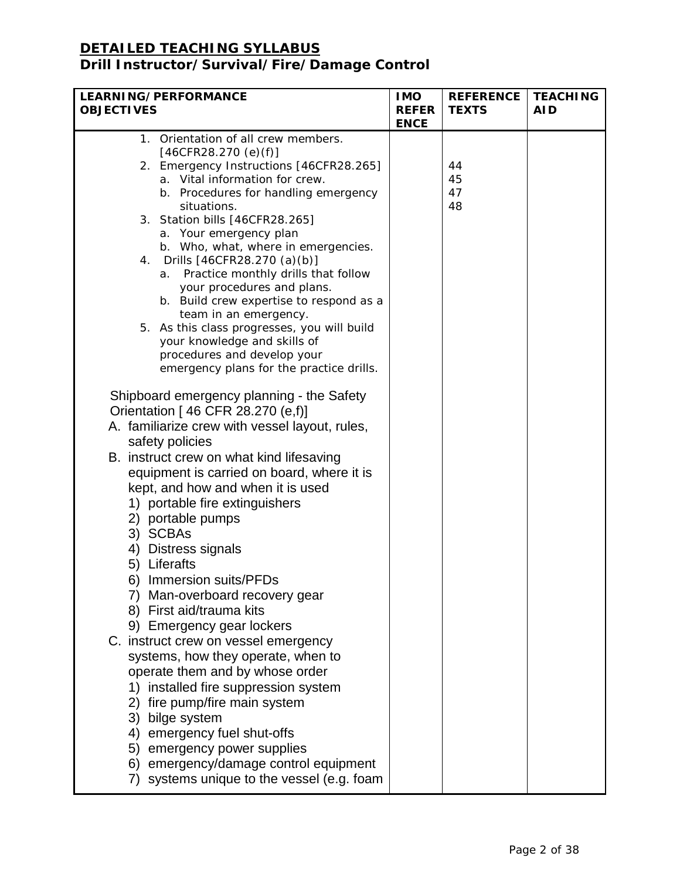## DETAILED TEACHING SYLLABUS
## Drill Instructor/Survival/Fire/Damage Control

| LEARNING/PERFORMANCE OBJECTIVES | IMO REFERENCE | REFERENCE TEXTS | TEACHING AID |
|---|---|---|---|
| 1. Orientation of all crew members. [46CFR28.270 (e)(f)]<br>2. Emergency Instructions [46CFR28.265]<br>a. Vital information for crew.<br>b. Procedures for handling emergency situations.<br>3. Station bills [46CFR28.265]<br>a. Your emergency plan<br>b. Who, what, where in emergencies.<br>4. Drills [46CFR28.270 (a)(b)]<br>a. Practice monthly drills that follow your procedures and plans.<br>b. Build crew expertise to respond as a team in an emergency.<br>5. As this class progresses, you will build your knowledge and skills of procedures and develop your emergency plans for the practice drills.<br><br>Shipboard emergency planning - the Safety Orientation [ 46 CFR 28.270 (e,f)]<br>A. familiarize crew with vessel layout, rules, safety policies<br>B. instruct crew on what kind lifesaving equipment is carried on board, where it is kept, and how and when it is used<br>1) portable fire extinguishers<br>2) portable pumps<br>3) SCBAs<br>4) Distress signals<br>5) Liferafts<br>6) Immersion suits/PFDs<br>7) Man-overboard recovery gear<br>8) First aid/trauma kits<br>9) Emergency gear lockers<br>C. instruct crew on vessel emergency systems, how they operate, when to operate them and by whose order<br>1) installed fire suppression system<br>2) fire pump/fire main system<br>3) bilge system<br>4) emergency fuel shut-offs<br>5) emergency power supplies<br>6) emergency/damage control equipment<br>7) systems unique to the vessel (e.g. foam | | 44<br>45<br>47<br>48 | |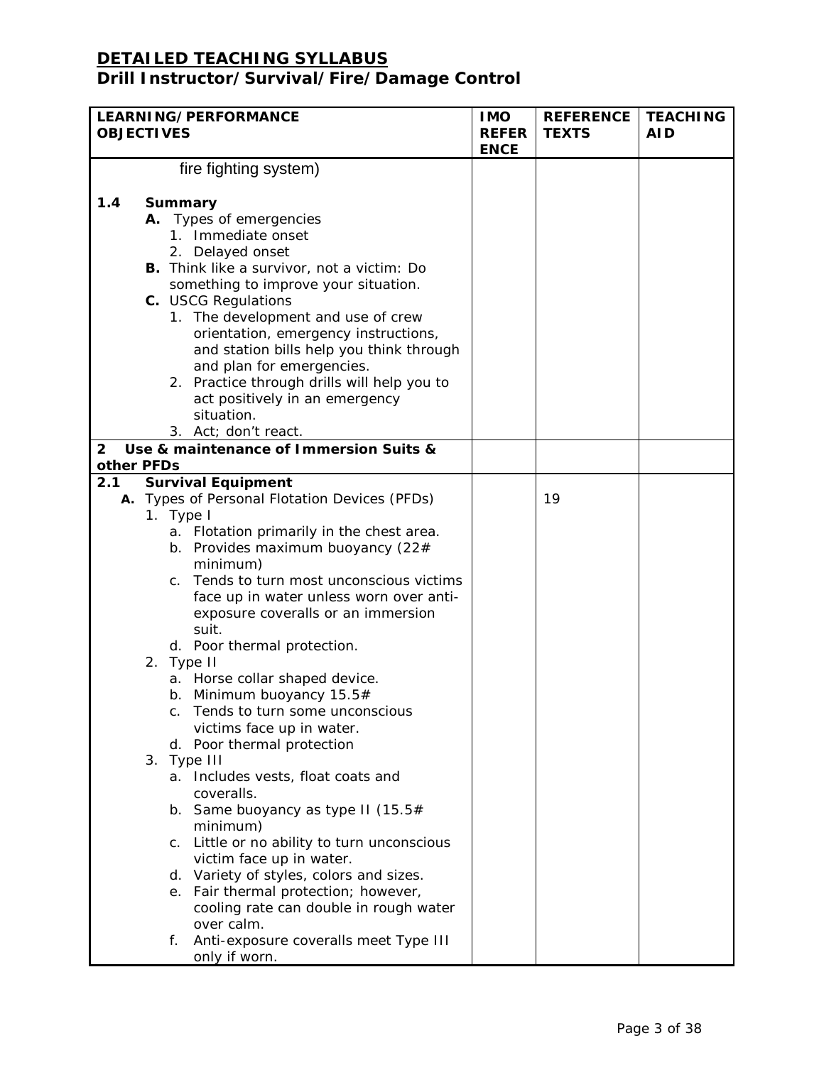## DETAILED TEACHING SYLLABUS

## Drill Instructor/Survival/Fire/Damage Control

| LEARNING/PERFORMANCE OBJECTIVES | IMO REFERENCE | REFERENCE TEXTS | TEACHING AID |
|---|---|---|---|
| fire fighting system)<br><br>**1.4 Summary**<br>**A.** Types of emergencies<br>1. Immediate onset<br>2. Delayed onset<br>**B.** Think like a survivor, not a victim: Do something to improve your situation.<br>**C.** USCG Regulations<br>1. The development and use of crew orientation, emergency instructions, and station bills help you think through and plan for emergencies.<br>2. Practice through drills will help you to act positively in an emergency situation.<br>3. Act; don't react. | | | |
| **2 Use & maintenance of Immersion Suits & other PFDs** | | | |
| **2.1 Survival Equipment**<br>**A.** Types of Personal Flotation Devices (PFDs)<br>1. Type I<br>a. Flotation primarily in the chest area.<br>b. Provides maximum buoyancy (22# minimum)<br>c. Tends to turn most unconscious victims face up in water unless worn over anti-exposure coveralls or an immersion suit.<br>d. Poor thermal protection.<br>2. Type II<br>a. Horse collar shaped device.<br>b. Minimum buoyancy 15.5#<br>c. Tends to turn some unconscious victims face up in water.<br>d. Poor thermal protection<br>3. Type III<br>a. Includes vests, float coats and coveralls.<br>b. Same buoyancy as type II (15.5# minimum)<br>c. Little or no ability to turn unconscious victim face up in water.<br>d. Variety of styles, colors and sizes.<br>e. Fair thermal protection; however, cooling rate can double in rough water over calm.<br>f. Anti-exposure coveralls meet Type III only if worn. | | 19 | |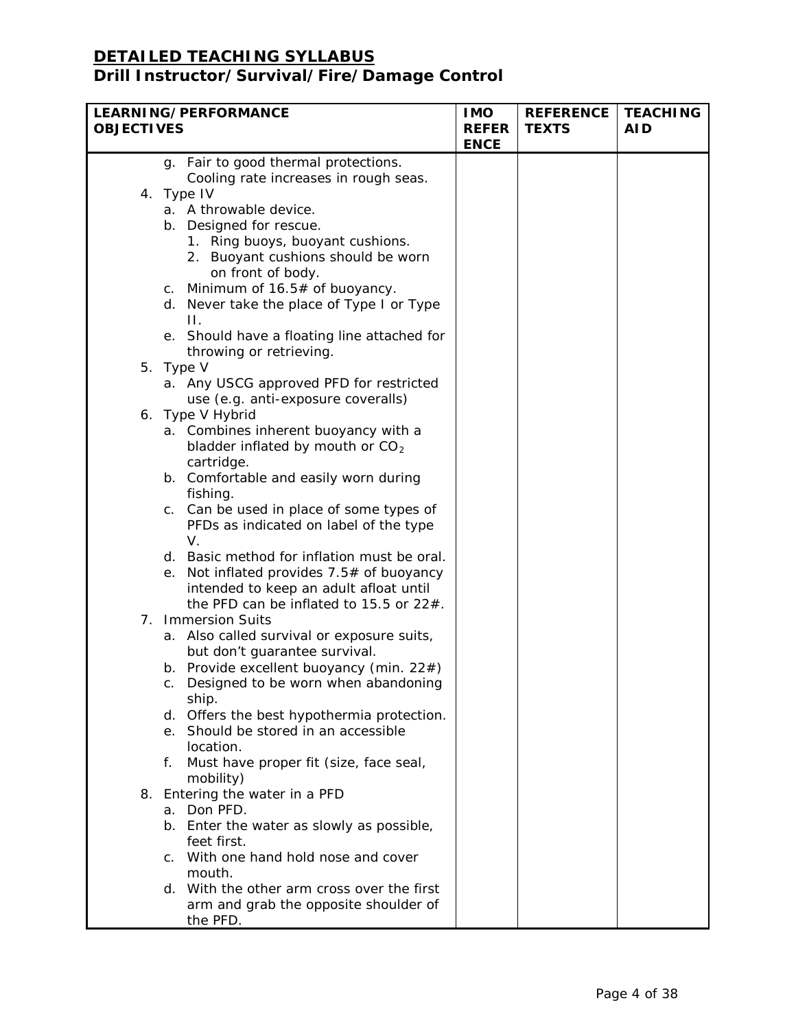## DETAILED TEACHING SYLLABUS
## Drill Instructor/Survival/Fire/Damage Control

| LEARNING/PERFORMANCE OBJECTIVES | IMO REFERENCE | REFERENCE TEXTS | TEACHING AID |
|---|---|---|---|
| g. Fair to good thermal protections. Cooling rate increases in rough seas.<br>4. Type IV<br>a. A throwable device.<br>b. Designed for rescue.<br>1. Ring buoys, buoyant cushions.<br>2. Buoyant cushions should be worn on front of body.<br>c. Minimum of 16.5# of buoyancy.<br>d. Never take the place of Type I or Type II.<br>e. Should have a floating line attached for throwing or retrieving.<br>5. Type V<br>a. Any USCG approved PFD for restricted use (e.g. anti-exposure coveralls)<br>6. Type V Hybrid<br>a. Combines inherent buoyancy with a bladder inflated by mouth or $CO_2$ cartridge.<br>b. Comfortable and easily worn during fishing.<br>c. Can be used in place of some types of PFDs as indicated on label of the type V.<br>d. Basic method for inflation must be oral.<br>e. Not inflated provides 7.5# of buoyancy intended to keep an adult afloat until the PFD can be inflated to 15.5 or 22#.<br>7. Immersion Suits<br>a. Also called survival or exposure suits, but don't guarantee survival.<br>b. Provide excellent buoyancy (min. 22#)<br>c. Designed to be worn when abandoning ship.<br>d. Offers the best hypothermia protection.<br>e. Should be stored in an accessible location.<br>f. Must have proper fit (size, face seal, mobility)<br>8. Entering the water in a PFD<br>a. Don PFD.<br>b. Enter the water as slowly as possible, feet first.<br>c. With one hand hold nose and cover mouth.<br>d. With the other arm cross over the first arm and grab the opposite shoulder of the PFD. | | | |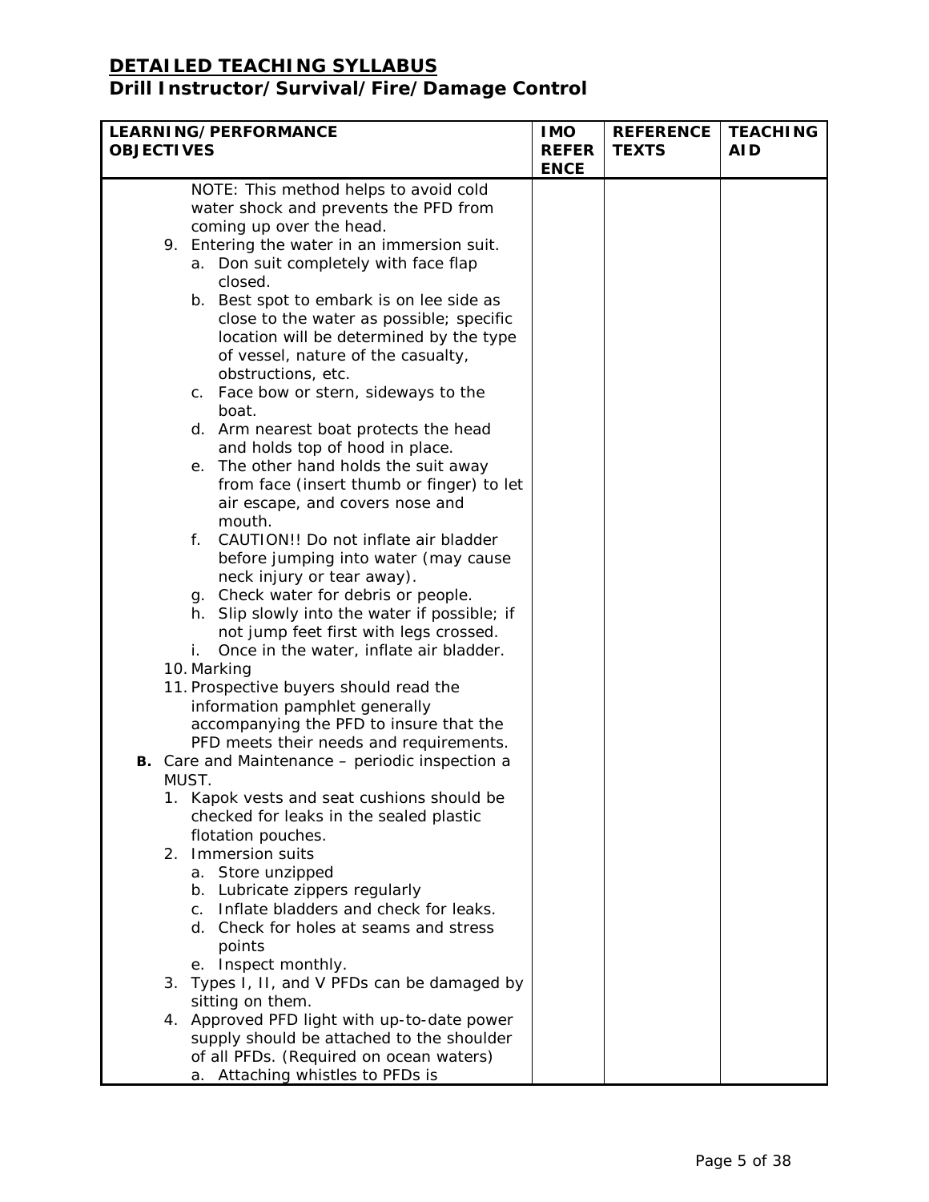## DETAILED TEACHING SYLLABUS
## Drill Instructor/Survival/Fire/Damage Control

| LEARNING/PERFORMANCE OBJECTIVES | IMO REFERENCE | REFERENCE TEXTS | TEACHING AID |
|---|---|---|---|
| NOTE: This method helps to avoid cold water shock and prevents the PFD from coming up over the head.<br>9. Entering the water in an immersion suit.<br>a. Don suit completely with face flap closed.<br>b. Best spot to embark is on lee side as close to the water as possible; specific location will be determined by the type of vessel, nature of the casualty, obstructions, etc.<br>c. Face bow or stern, sideways to the boat.<br>d. Arm nearest boat protects the head and holds top of hood in place.<br>e. The other hand holds the suit away from face (insert thumb or finger) to let air escape, and covers nose and mouth.<br>f. CAUTION!! Do not inflate air bladder before jumping into water (may cause neck injury or tear away).<br>g. Check water for debris or people.<br>h. Slip slowly into the water if possible; if not jump feet first with legs crossed.<br>i. Once in the water, inflate air bladder.<br>10. Marking<br>11. Prospective buyers should read the information pamphlet generally accompanying the PFD to insure that the PFD meets their needs and requirements.<br>**B.** Care and Maintenance – periodic inspection a MUST.<br>1. Kapok vests and seat cushions should be checked for leaks in the sealed plastic flotation pouches.<br>2. Immersion suits<br>a. Store unzipped<br>b. Lubricate zippers regularly<br>c. Inflate bladders and check for leaks.<br>d. Check for holes at seams and stress points<br>e. Inspect monthly.<br>3. Types I, II, and V PFDs can be damaged by sitting on them.<br>4. Approved PFD light with up-to-date power supply should be attached to the shoulder of all PFDs. (Required on ocean waters)<br>a. Attaching whistles to PFDs is | | | |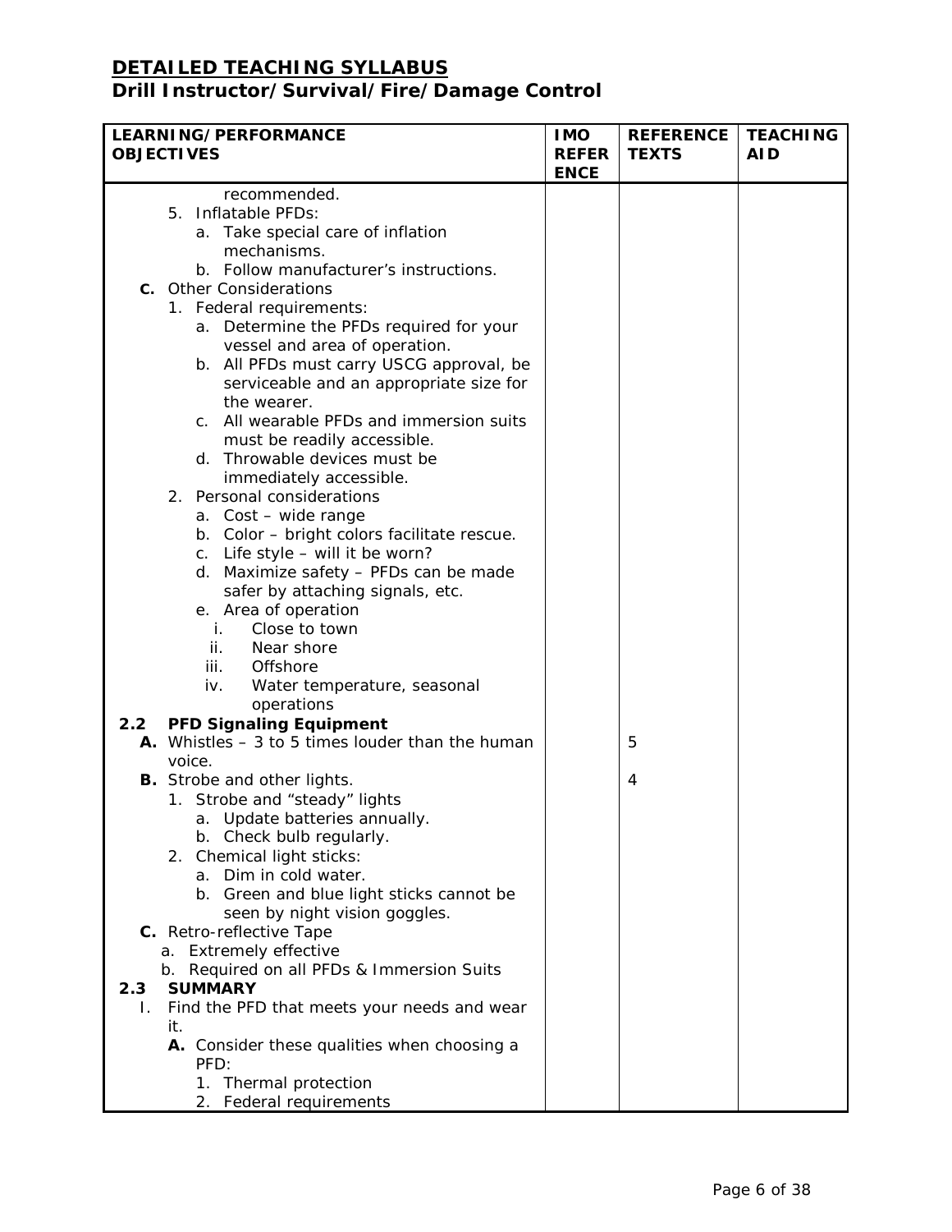## DETAILED TEACHING SYLLABUS
## Drill Instructor/Survival/Fire/Damage Control

| LEARNING/PERFORMANCE OBJECTIVES | IMO REFERENCE | REFERENCE TEXTS | TEACHING AID |
|---|---|---|---|
| recommended. | | | |
| 5. Inflatable PFDs: | | | |
| a. Take special care of inflation mechanisms. | | | |
| b. Follow manufacturer's instructions. | | | |
| **C.** Other Considerations | | | |
| 1. Federal requirements: | | | |
| a. Determine the PFDs required for your vessel and area of operation. | | | |
| b. All PFDs must carry USCG approval, be serviceable and an appropriate size for the wearer. | | | |
| c. All wearable PFDs and immersion suits must be readily accessible. | | | |
| d. Throwable devices must be immediately accessible. | | | |
| 2. Personal considerations | | | |
| a. Cost – wide range | | | |
| b. Color – bright colors facilitate rescue. | | | |
| c. Life style – will it be worn? | | | |
| d. Maximize safety – PFDs can be made safer by attaching signals, etc. | | | |
| e. Area of operation | | | |
| i. Close to town | | | |
| ii. Near shore | | | |
| iii. Offshore | | | |
| iv. Water temperature, seasonal operations | | | |
| **2.2 PFD Signaling Equipment** | | | |
| **A.** Whistles – 3 to 5 times louder than the human voice. | | 5 | |
| **B.** Strobe and other lights. | | 4 | |
| 1. Strobe and "steady" lights | | | |
| a. Update batteries annually. | | | |
| b. Check bulb regularly. | | | |
| 2. Chemical light sticks: | | | |
| a. Dim in cold water. | | | |
| b. Green and blue light sticks cannot be seen by night vision goggles. | | | |
| **C.** Retro-reflective Tape | | | |
| a. Extremely effective | | | |
| b. Required on all PFDs & Immersion Suits | | | |
| **2.3 SUMMARY** | | | |
| I. Find the PFD that meets your needs and wear it. | | | |
| **A.** Consider these qualities when choosing a PFD: | | | |
| 1. Thermal protection | | | |
| 2. Federal requirements | | | |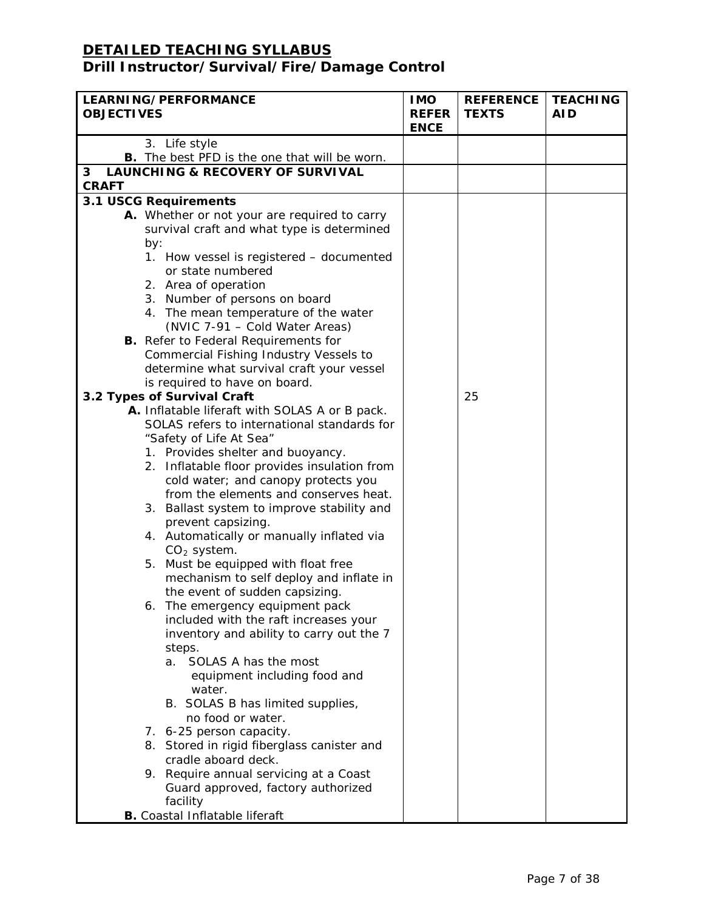## DETAILED TEACHING SYLLABUS

## Drill Instructor/Survival/Fire/Damage Control

| LEARNING/PERFORMANCE OBJECTIVES | IMO REFERENCE | REFERENCE TEXTS | TEACHING AID |
|---|---|---|---|
| 3. Life style<br>**B.** The best PFD is the one that will be worn. | | | |
| **3 LAUNCHING & RECOVERY OF SURVIVAL CRAFT** | | | |
| **3.1 USCG Requirements**<br>**A.** Whether or not your are required to carry survival craft and what type is determined by:<br>1. How vessel is registered – documented or state numbered<br>2. Area of operation<br>3. Number of persons on board<br>4. The mean temperature of the water (NVIC 7-91 – Cold Water Areas)<br>**B.** Refer to Federal Requirements for Commercial Fishing Industry Vessels to determine what survival craft your vessel is required to have on board.<br>**3.2 Types of Survival Craft**<br>**A.** Inflatable liferaft with SOLAS A or B pack. SOLAS refers to international standards for "Safety of Life At Sea"<br>1. Provides shelter and buoyancy.<br>2. Inflatable floor provides insulation from cold water; and canopy protects you from the elements and conserves heat.<br>3. Ballast system to improve stability and prevent capsizing.<br>4. Automatically or manually inflated via $CO_2$ system.<br>5. Must be equipped with float free mechanism to self deploy and inflate in the event of sudden capsizing.<br>6. The emergency equipment pack included with the raft increases your inventory and ability to carry out the 7 steps.<br>a. SOLAS A has the most equipment including food and water.<br>B. SOLAS B has limited supplies, no food or water.<br>7. 6-25 person capacity.<br>8. Stored in rigid fiberglass canister and cradle aboard deck.<br>9. Require annual servicing at a Coast Guard approved, factory authorized facility<br>**B.** Coastal Inflatable liferaft | | 25 | |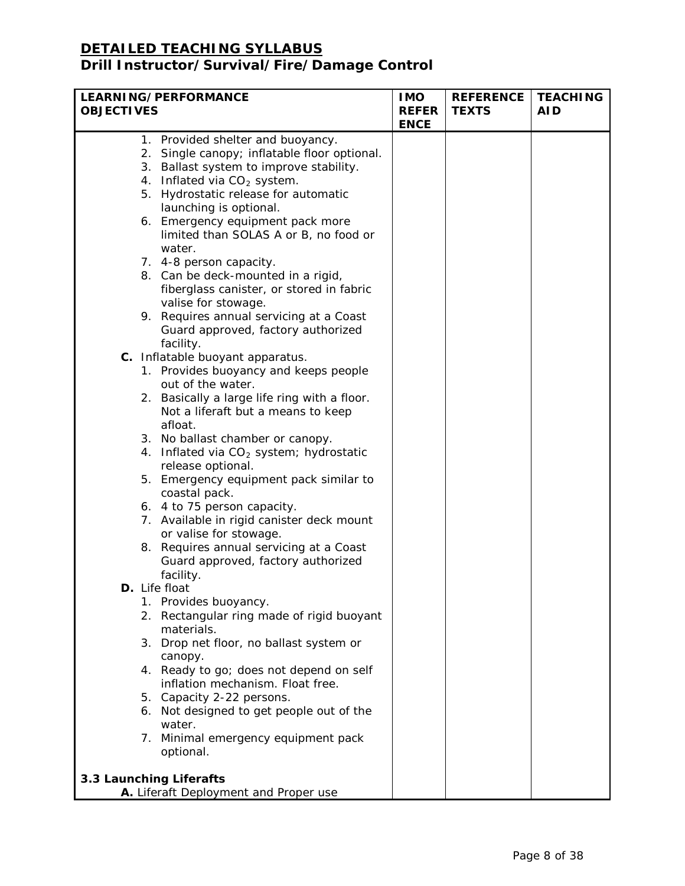## DETAILED TEACHING SYLLABUS

## Drill Instructor/Survival/Fire/Damage Control

| LEARNING/PERFORMANCE OBJECTIVES | IMO REFERENCE | REFERENCE TEXTS | TEACHING AID |
|---|---|---|---|
| 1. Provided shelter and buoyancy.<br>2. Single canopy; inflatable floor optional.<br>3. Ballast system to improve stability.<br>4. Inflated via $CO_2$ system.<br>5. Hydrostatic release for automatic launching is optional.<br>6. Emergency equipment pack more limited than SOLAS A or B, no food or water.<br>7. 4-8 person capacity.<br>8. Can be deck-mounted in a rigid, fiberglass canister, or stored in fabric valise for stowage.<br>9. Requires annual servicing at a Coast Guard approved, factory authorized facility.<br>**C.** Inflatable buoyant apparatus.<br>1. Provides buoyancy and keeps people out of the water.<br>2. Basically a large life ring with a floor. Not a liferaft but a means to keep afloat.<br>3. No ballast chamber or canopy.<br>4. Inflated via $CO_2$ system; hydrostatic release optional.<br>5. Emergency equipment pack similar to coastal pack.<br>6. 4 to 75 person capacity.<br>7. Available in rigid canister deck mount or valise for stowage.<br>8. Requires annual servicing at a Coast Guard approved, factory authorized facility.<br>**D.** Life float<br>1. Provides buoyancy.<br>2. Rectangular ring made of rigid buoyant materials.<br>3. Drop net floor, no ballast system or canopy.<br>4. Ready to go; does not depend on self inflation mechanism. Float free.<br>5. Capacity 2-22 persons.<br>6. Not designed to get people out of the water.<br>7. Minimal emergency equipment pack optional.<br><br>**3.3 Launching Liferafts**<br>**A.** Liferaft Deployment and Proper use | | | |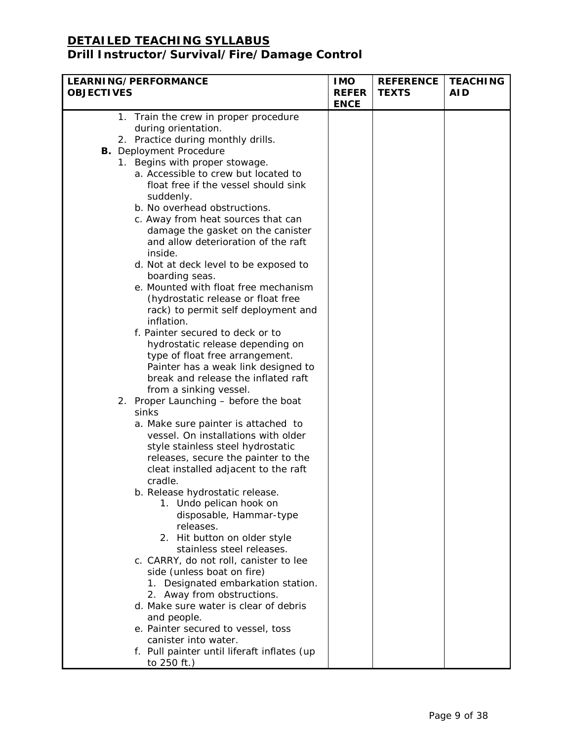## DETAILED TEACHING SYLLABUS

## Drill Instructor/Survival/Fire/Damage Control

| LEARNING/PERFORMANCE OBJECTIVES | IMO REFERENCE | REFERENCE TEXTS | TEACHING AID |
|---|---|---|---|
| 1. Train the crew in proper procedure during orientation.<br>2. Practice during monthly drills.<br>**B.** Deployment Procedure<br>1. Begins with proper stowage.<br>a. Accessible to crew but located to float free if the vessel should sink suddenly.<br>b. No overhead obstructions.<br>c. Away from heat sources that can damage the gasket on the canister and allow deterioration of the raft inside.<br>d. Not at deck level to be exposed to boarding seas.<br>e. Mounted with float free mechanism (hydrostatic release or float free rack) to permit self deployment and inflation.<br>f. Painter secured to deck or to hydrostatic release depending on type of float free arrangement. Painter has a weak link designed to break and release the inflated raft from a sinking vessel.<br>2. Proper Launching – before the boat sinks<br>a. Make sure painter is attached to vessel. On installations with older style stainless steel hydrostatic releases, secure the painter to the cleat installed adjacent to the raft cradle.<br>b. Release hydrostatic release.<br>1. Undo pelican hook on disposable, Hammar-type releases.<br>2. Hit button on older style stainless steel releases.<br>c. CARRY, do not roll, canister to lee side (unless boat on fire)<br>1. Designated embarkation station.<br>2. Away from obstructions.<br>d. Make sure water is clear of debris and people.<br>e. Painter secured to vessel, toss canister into water.<br>f. Pull painter until liferaft inflates (up to 250 ft.) | | | |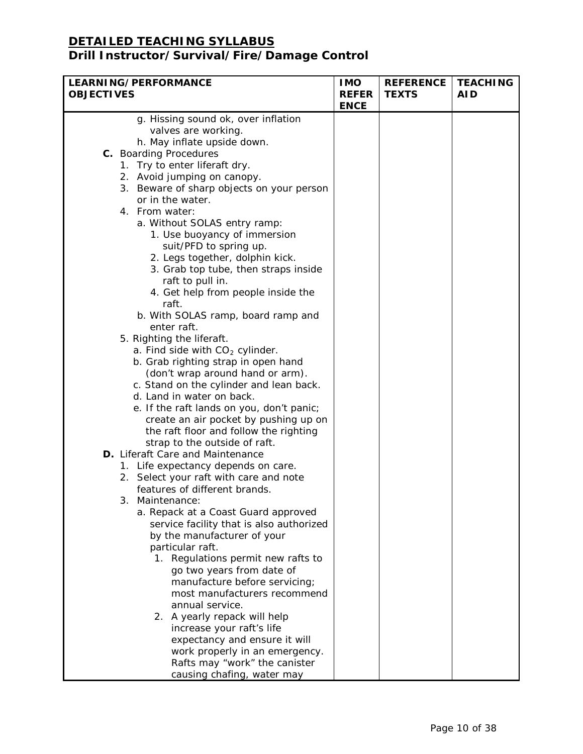## DETAILED TEACHING SYLLABUS

## Drill Instructor/Survival/Fire/Damage Control

| LEARNING/PERFORMANCE OBJECTIVES | IMO REFERENCE | REFERENCE TEXTS | TEACHING AID |
|---|---|---|---|
| g. Hissing sound ok, over inflation valves are working.<br>h. May inflate upside down.<br>**C.** Boarding Procedures<br>1. Try to enter liferaft dry.<br>2. Avoid jumping on canopy.<br>3. Beware of sharp objects on your person or in the water.<br>4. From water:<br>a. Without SOLAS entry ramp:<br>1. Use buoyancy of immersion suit/PFD to spring up.<br>2. Legs together, dolphin kick.<br>3. Grab top tube, then straps inside raft to pull in.<br>4. Get help from people inside the raft.<br>b. With SOLAS ramp, board ramp and enter raft.<br>5. Righting the liferaft.<br>a. Find side with $CO_2$ cylinder.<br>b. Grab righting strap in open hand (don't wrap around hand or arm).<br>c. Stand on the cylinder and lean back.<br>d. Land in water on back.<br>e. If the raft lands on you, don't panic; create an air pocket by pushing up on the raft floor and follow the righting strap to the outside of raft.<br>**D.** Liferaft Care and Maintenance<br>1. Life expectancy depends on care.<br>2. Select your raft with care and note features of different brands.<br>3. Maintenance:<br>a. Repack at a Coast Guard approved service facility that is also authorized by the manufacturer of your particular raft.<br>1. Regulations permit new rafts to go two years from date of manufacture before servicing; most manufacturers recommend annual service.<br>2. A yearly repack will help increase your raft's life expectancy and ensure it will work properly in an emergency. Rafts may "work" the canister causing chafing, water may | | | |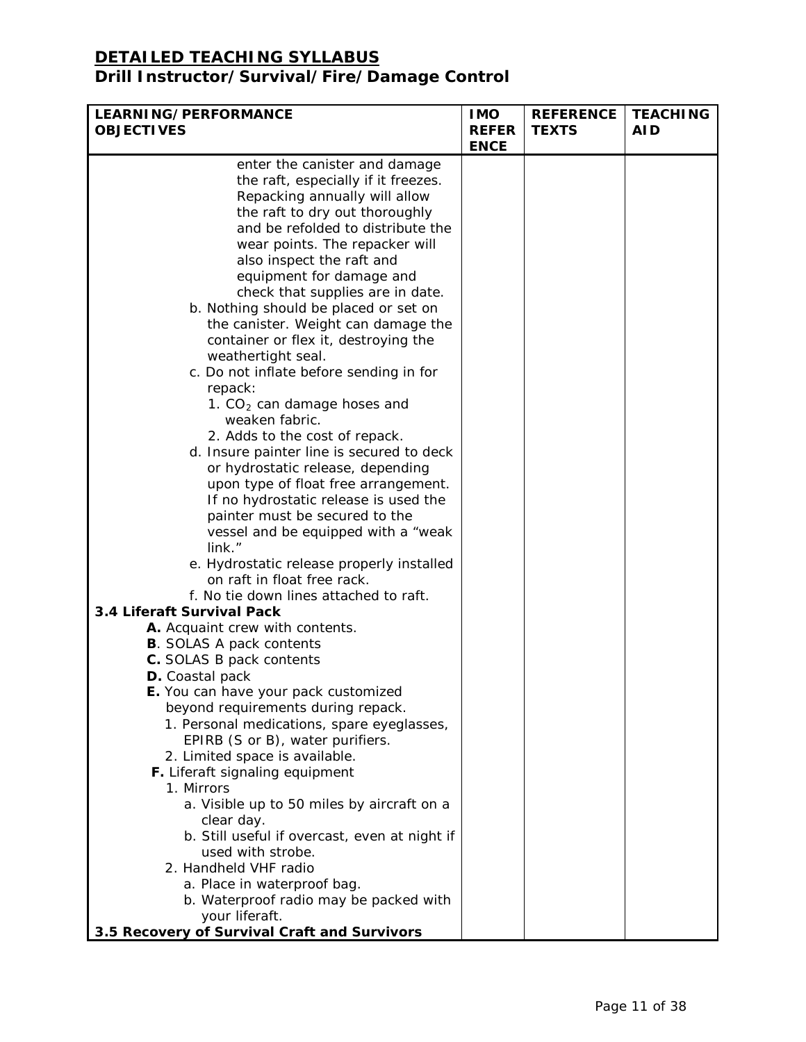**DETAILED TEACHING SYLLABUS**
**Drill Instructor/Survival/Fire/Damage Control**

| LEARNING/PERFORMANCE OBJECTIVES | IMO REFERENCE | REFERENCE TEXTS | TEACHING AID |
|---|---|---|---|
| enter the canister and damage the raft, especially if it freezes. Repacking annually will allow the raft to dry out thoroughly and be refolded to distribute the wear points. The repacker will also inspect the raft and equipment for damage and check that supplies are in date.<br>b. Nothing should be placed or set on the canister. Weight can damage the container or flex it, destroying the weathertight seal.<br>c. Do not inflate before sending in for repack:<br>1. $CO_2$ can damage hoses and weaken fabric.<br>2. Adds to the cost of repack.<br>d. Insure painter line is secured to deck or hydrostatic release, depending upon type of float free arrangement. If no hydrostatic release is used the painter must be secured to the vessel and be equipped with a "weak link."<br>e. Hydrostatic release properly installed on raft in float free rack.<br>f. No tie down lines attached to raft.<br>**3.4 Liferaft Survival Pack**<br>**A.** Acquaint crew with contents.<br>**B**. SOLAS A pack contents<br>**C.** SOLAS B pack contents<br>**D.** Coastal pack<br>**E.** You can have your pack customized beyond requirements during repack.<br>1. Personal medications, spare eyeglasses, EPIRB (S or B), water purifiers.<br>2. Limited space is available.<br>**F.** Liferaft signaling equipment<br>1. Mirrors<br>a. Visible up to 50 miles by aircraft on a clear day.<br>b. Still useful if overcast, even at night if used with strobe.<br>2. Handheld VHF radio<br>a. Place in waterproof bag.<br>b. Waterproof radio may be packed with your liferaft.<br>**3.5 Recovery of Survival Craft and Survivors** | | | |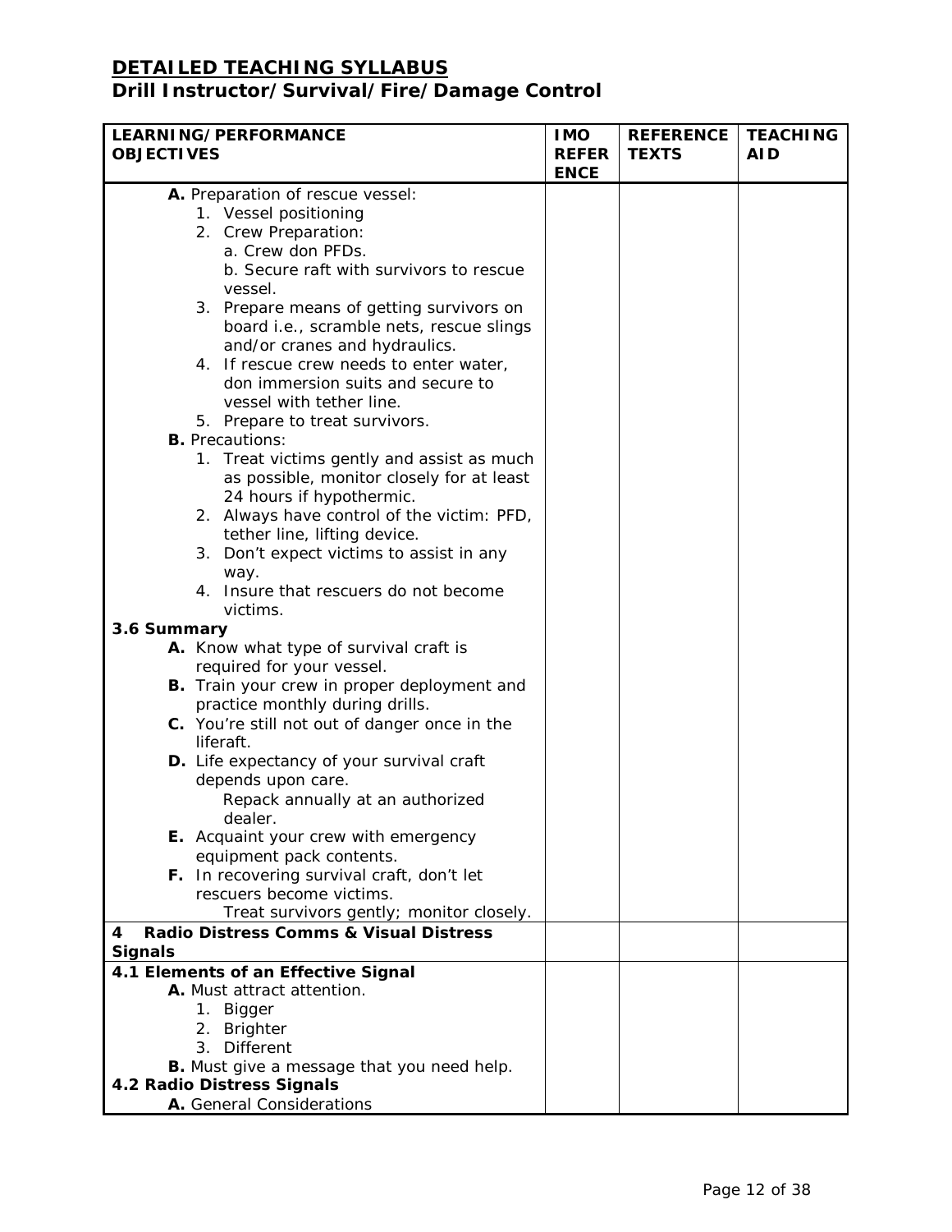## DETAILED TEACHING SYLLABUS
## Drill Instructor/Survival/Fire/Damage Control

| LEARNING/PERFORMANCE OBJECTIVES | IMO REFERENCE | REFERENCE TEXTS | TEACHING AID |
|---|---|---|---|
| **A.** Preparation of rescue vessel:<br>1. Vessel positioning<br>2. Crew Preparation:<br>a. Crew don PFDs.<br>b. Secure raft with survivors to rescue vessel.<br>3. Prepare means of getting survivors on board i.e., scramble nets, rescue slings and/or cranes and hydraulics.<br>4. If rescue crew needs to enter water, don immersion suits and secure to vessel with tether line.<br>5. Prepare to treat survivors.<br>**B.** Precautions:<br>1. Treat victims gently and assist as much as possible, monitor closely for at least 24 hours if hypothermic.<br>2. Always have control of the victim: PFD, tether line, lifting device.<br>3. Don't expect victims to assist in any way.<br>4. Insure that rescuers do not become victims.<br>**3.6 Summary**<br>**A.** Know what type of survival craft is required for your vessel.<br>**B.** Train your crew in proper deployment and practice monthly during drills.<br>**C.** You're still not out of danger once in the liferaft.<br>**D.** Life expectancy of your survival craft depends upon care.<br>Repack annually at an authorized dealer.<br>**E.** Acquaint your crew with emergency equipment pack contents.<br>**F.** In recovering survival craft, don't let rescuers become victims.<br>Treat survivors gently; monitor closely. | | | |
| **4 Radio Distress Comms & Visual Distress Signals** | | | |
| **4.1 Elements of an Effective Signal**<br>**A.** Must attract attention.<br>1. Bigger<br>2. Brighter<br>3. Different<br>**B.** Must give a message that you need help.<br>**4.2 Radio Distress Signals**<br>**A.** General Considerations | | | |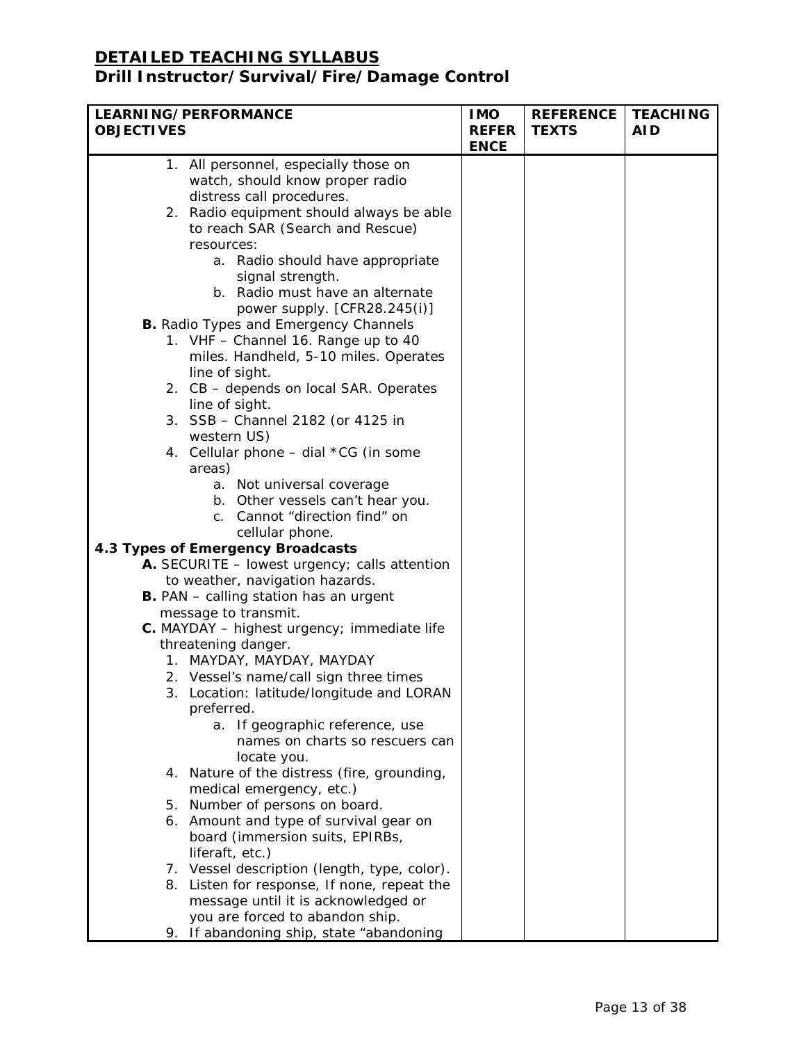## DETAILED TEACHING SYLLABUS

## Drill Instructor/Survival/Fire/Damage Control

| LEARNING/PERFORMANCE OBJECTIVES | IMO REFERENCE | REFERENCE TEXTS | TEACHING AID |
|---|---|---|---|
| 1. All personnel, especially those on watch, should know proper radio distress call procedures.<br>2. Radio equipment should always be able to reach SAR (Search and Rescue) resources:<br>a. Radio should have appropriate signal strength.<br>b. Radio must have an alternate power supply. [CFR28.245(i)]<br>**B.** Radio Types and Emergency Channels<br>1. VHF – Channel 16. Range up to 40 miles. Handheld, 5-10 miles. Operates line of sight.<br>2. CB – depends on local SAR. Operates line of sight.<br>3. SSB – Channel 2182 (or 4125 in western US)<br>4. Cellular phone – dial *CG (in some areas)<br>a. Not universal coverage<br>b. Other vessels can't hear you.<br>c. Cannot "direction find" on cellular phone.<br>**4.3 Types of Emergency Broadcasts**<br>**A.** SECURITE – lowest urgency; calls attention to weather, navigation hazards.<br>**B.** PAN – calling station has an urgent message to transmit.<br>**C.** MAYDAY – highest urgency; immediate life threatening danger.<br>1. MAYDAY, MAYDAY, MAYDAY<br>2. Vessel's name/call sign three times<br>3. Location: latitude/longitude and LORAN preferred.<br>a. If geographic reference, use names on charts so rescuers can locate you.<br>4. Nature of the distress (fire, grounding, medical emergency, etc.)<br>5. Number of persons on board.<br>6. Amount and type of survival gear on board (immersion suits, EPIRBs, liferaft, etc.)<br>7. Vessel description (length, type, color).<br>8. Listen for response, If none, repeat the message until it is acknowledged or you are forced to abandon ship.<br>9. If abandoning ship, state "abandoning | | | |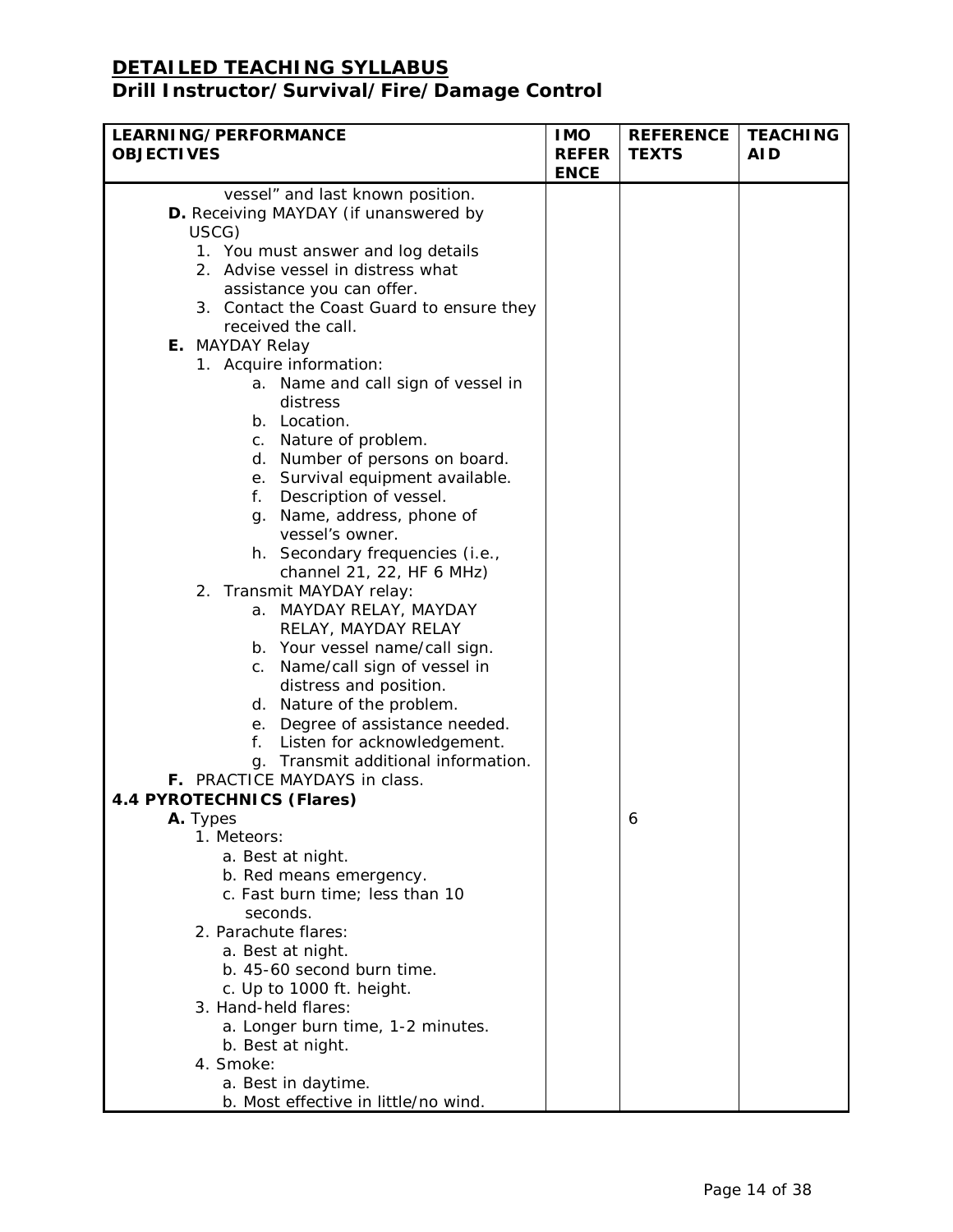## DETAILED TEACHING SYLLABUS

## Drill Instructor/Survival/Fire/Damage Control

| LEARNING/PERFORMANCE OBJECTIVES | IMO REFERENCE | REFERENCE TEXTS | TEACHING AID |
|---|---|---|---|
| vessel" and last known position.<br>**D.** Receiving MAYDAY (if unanswered by USCG)<br>1. You must answer and log details<br>2. Advise vessel in distress what assistance you can offer.<br>3. Contact the Coast Guard to ensure they received the call.<br>**E.** MAYDAY Relay<br>1. Acquire information:<br>a. Name and call sign of vessel in distress<br>b. Location.<br>c. Nature of problem.<br>d. Number of persons on board.<br>e. Survival equipment available.<br>f. Description of vessel.<br>g. Name, address, phone of vessel's owner.<br>h. Secondary frequencies (i.e., channel 21, 22, HF 6 MHz)<br>2. Transmit MAYDAY relay:<br>a. MAYDAY RELAY, MAYDAY RELAY, MAYDAY RELAY<br>b. Your vessel name/call sign.<br>c. Name/call sign of vessel in distress and position.<br>d. Nature of the problem.<br>e. Degree of assistance needed.<br>f. Listen for acknowledgement.<br>g. Transmit additional information.<br>**F.** PRACTICE MAYDAYS in class. | | | |
| **4.4 PYROTECHNICS (Flares)** | | | |
| **A.** Types<br>1. Meteors:<br>a. Best at night.<br>b. Red means emergency.<br>c. Fast burn time; less than 10 seconds.<br>2. Parachute flares:<br>a. Best at night.<br>b. 45-60 second burn time.<br>c. Up to 1000 ft. height.<br>3. Hand-held flares:<br>a. Longer burn time, 1-2 minutes.<br>b. Best at night.<br>4. Smoke:<br>a. Best in daytime.<br>b. Most effective in little/no wind. | | 6 | |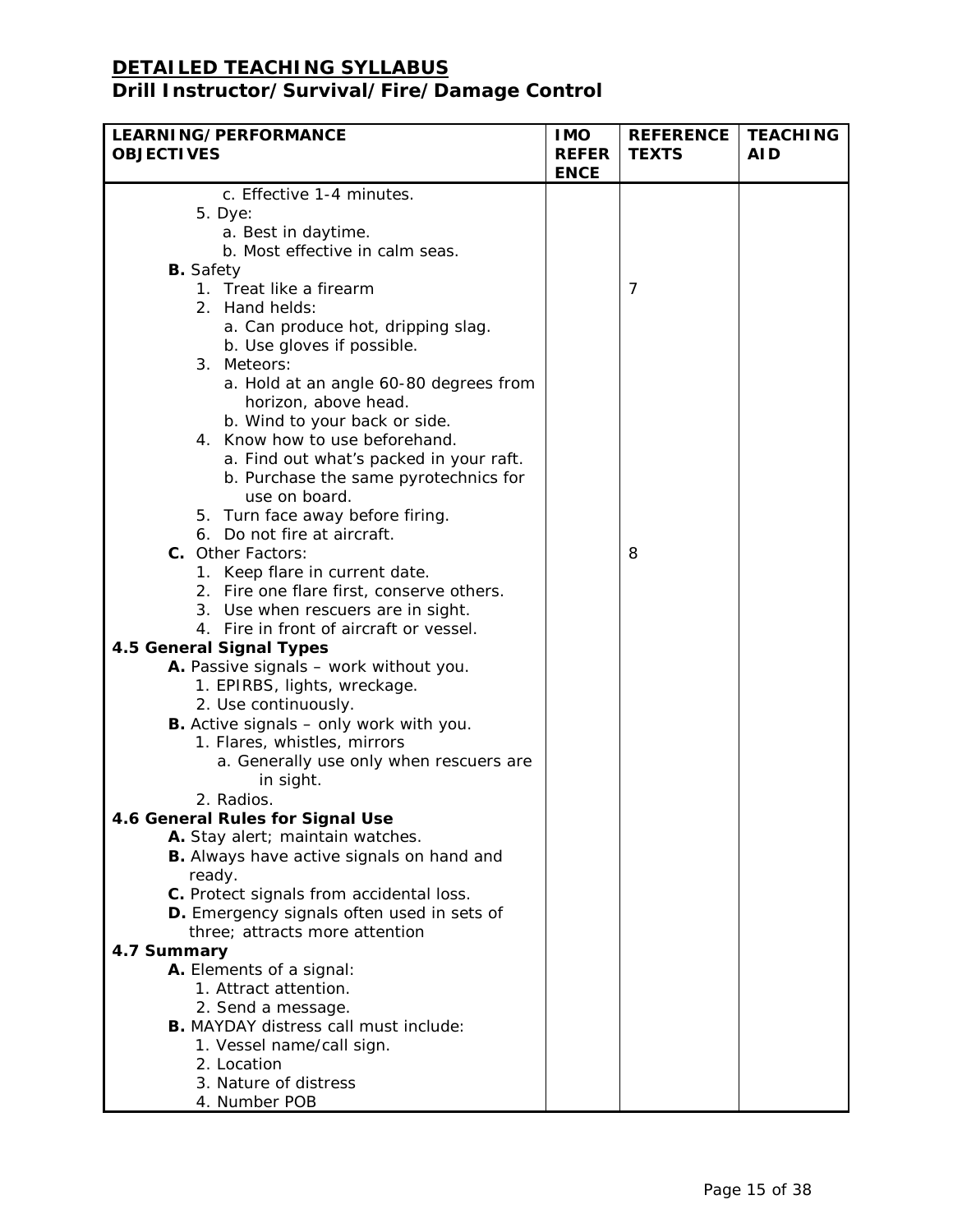## DETAILED TEACHING SYLLABUS
## Drill Instructor/Survival/Fire/Damage Control

| LEARNING/PERFORMANCE OBJECTIVES | IMO REFERENCE | REFERENCE TEXTS | TEACHING AID |
|---|---|---|---|
| c. Effective 1-4 minutes.<br>5. Dye:<br>a. Best in daytime.<br>b. Most effective in calm seas.<br>**B.** Safety | | | |
| 1. Treat like a firearm<br>2. Hand helds:<br>a. Can produce hot, dripping slag.<br>b. Use gloves if possible.<br>3. Meteors:<br>a. Hold at an angle 60-80 degrees from horizon, above head.<br>b. Wind to your back or side.<br>4. Know how to use beforehand.<br>a. Find out what's packed in your raft.<br>b. Purchase the same pyrotechnics for use on board.<br>5. Turn face away before firing.<br>6. Do not fire at aircraft. | | 7 | |
| **C.** Other Factors:<br>1. Keep flare in current date.<br>2. Fire one flare first, conserve others.<br>3. Use when rescuers are in sight.<br>4. Fire in front of aircraft or vessel.<br>**4.5 General Signal Types**<br>**A.** Passive signals – work without you.<br>1. EPIRBS, lights, wreckage.<br>2. Use continuously.<br>**B.** Active signals – only work with you.<br>1. Flares, whistles, mirrors<br>a. Generally use only when rescuers are in sight.<br>2. Radios.<br>**4.6 General Rules for Signal Use**<br>**A.** Stay alert; maintain watches.<br>**B.** Always have active signals on hand and ready.<br>**C.** Protect signals from accidental loss.<br>**D.** Emergency signals often used in sets of three; attracts more attention<br>**4.7 Summary**<br>**A.** Elements of a signal:<br>1. Attract attention.<br>2. Send a message.<br>**B.** MAYDAY distress call must include:<br>1. Vessel name/call sign.<br>2. Location<br>3. Nature of distress<br>4. Number POB | | 8 | |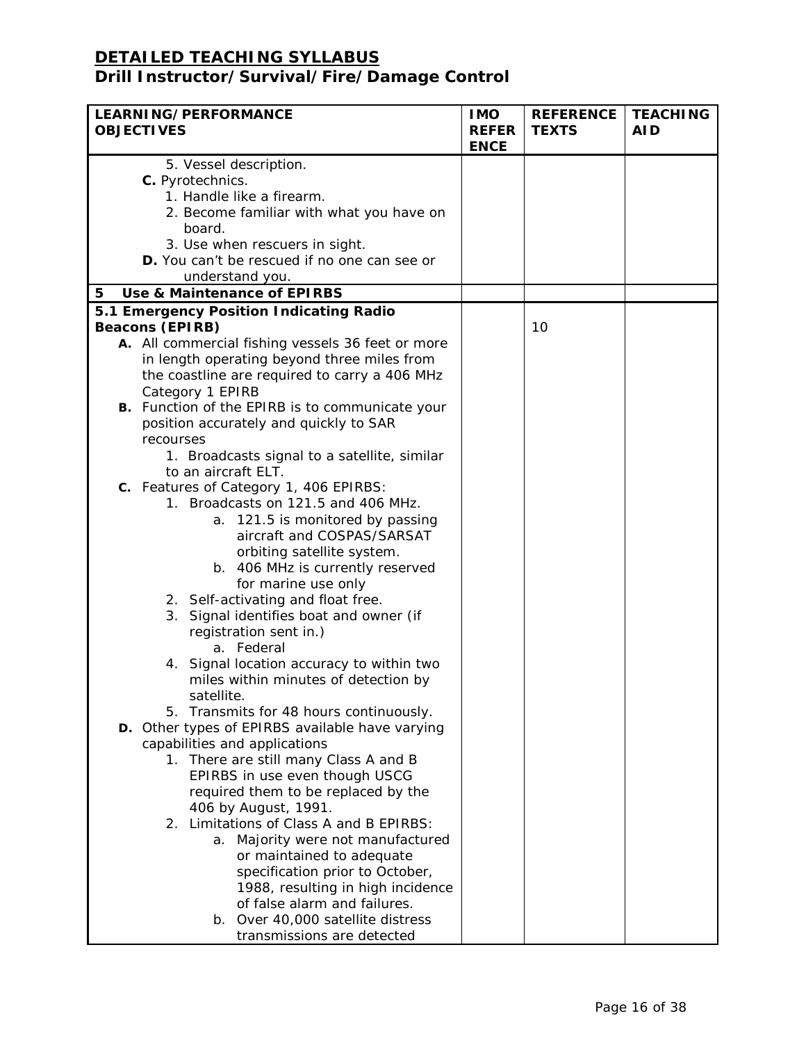## DETAILED TEACHING SYLLABUS

## Drill Instructor/Survival/Fire/Damage Control

| LEARNING/PERFORMANCE OBJECTIVES | IMO REFERENCE | REFERENCE TEXTS | TEACHING AID |
|---|---|---|---|
| 5. Vessel description.<br>**C.** Pyrotechnics.<br>1. Handle like a firearm.<br>2. Become familiar with what you have on board.<br>3. Use when rescuers in sight.<br>**D.** You can't be rescued if no one can see or understand you. | | | |
| **5 Use & Maintenance of EPIRBS** | | | |
| **5.1 Emergency Position Indicating Radio Beacons (EPIRB)**<br>**A.** All commercial fishing vessels 36 feet or more in length operating beyond three miles from the coastline are required to carry a 406 MHz Category 1 EPIRB<br>**B.** Function of the EPIRB is to communicate your position accurately and quickly to SAR recourses<br>1. Broadcasts signal to a satellite, similar to an aircraft ELT.<br>**C.** Features of Category 1, 406 EPIRBS:<br>1. Broadcasts on 121.5 and 406 MHz.<br>a. 121.5 is monitored by passing aircraft and COSPAS/SARSAT orbiting satellite system.<br>b. 406 MHz is currently reserved for marine use only<br>2. Self-activating and float free.<br>3. Signal identifies boat and owner (if registration sent in.)<br>a. Federal<br>4. Signal location accuracy to within two miles within minutes of detection by satellite.<br>5. Transmits for 48 hours continuously.<br>**D.** Other types of EPIRBS available have varying capabilities and applications<br>1. There are still many Class A and B EPIRBS in use even though USCG required them to be replaced by the 406 by August, 1991.<br>2. Limitations of Class A and B EPIRBS:<br>a. Majority were not manufactured or maintained to adequate specification prior to October, 1988, resulting in high incidence of false alarm and failures.<br>b. Over 40,000 satellite distress transmissions are detected | | 10 | |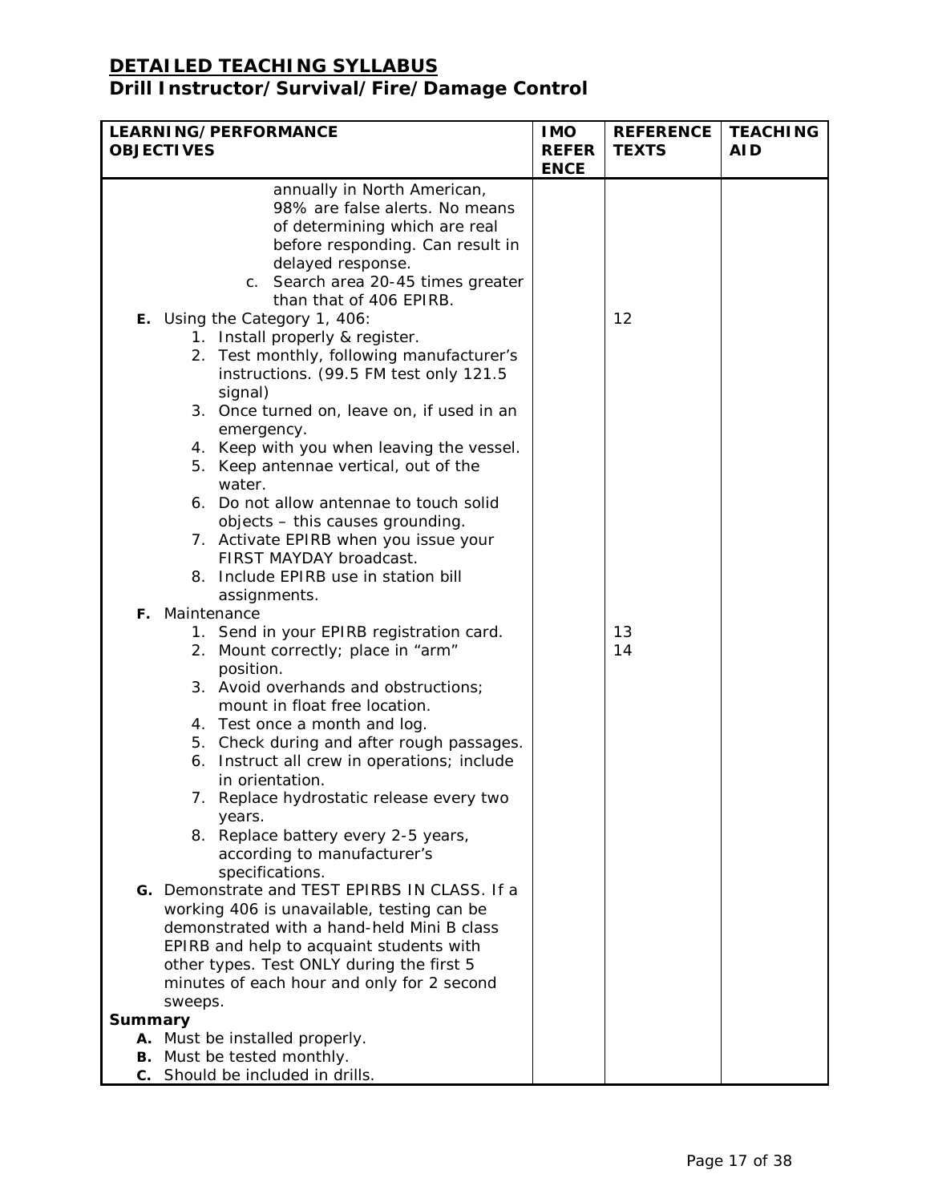## DETAILED TEACHING SYLLABUS
## Drill Instructor/Survival/Fire/Damage Control

| LEARNING/PERFORMANCE OBJECTIVES | IMO REFERENCE | REFERENCE TEXTS | TEACHING AID |
|---|---|---|---|
| annually in North American, 98% are false alerts. No means of determining which are real before responding. Can result in delayed response.<br>c. Search area 20-45 times greater than that of 406 EPIRB. | | | |
| **E.** Using the Category 1, 406:<br>1. Install properly & register.<br>2. Test monthly, following manufacturer's instructions. (99.5 FM test only 121.5 signal)<br>3. Once turned on, leave on, if used in an emergency.<br>4. Keep with you when leaving the vessel.<br>5. Keep antennae vertical, out of the water.<br>6. Do not allow antennae to touch solid objects – this causes grounding.<br>7. Activate EPIRB when you issue your FIRST MAYDAY broadcast.<br>8. Include EPIRB use in station bill assignments. | | 12 | |
| **F.** Maintenance<br>1. Send in your EPIRB registration card.<br>2. Mount correctly; place in "arm" position.<br>3. Avoid overhands and obstructions; mount in float free location.<br>4. Test once a month and log.<br>5. Check during and after rough passages.<br>6. Instruct all crew in operations; include in orientation.<br>7. Replace hydrostatic release every two years.<br>8. Replace battery every 2-5 years, according to manufacturer's specifications. | | 13<br>14 | |
| **G.** Demonstrate and TEST EPIRBS IN CLASS. If a working 406 is unavailable, testing can be demonstrated with a hand-held Mini B class EPIRB and help to acquaint students with other types. Test ONLY during the first 5 minutes of each hour and only for 2 second sweeps. | | | |
| **Summary**<br>**A.** Must be installed properly.<br>**B.** Must be tested monthly.<br>**C.** Should be included in drills. | | | |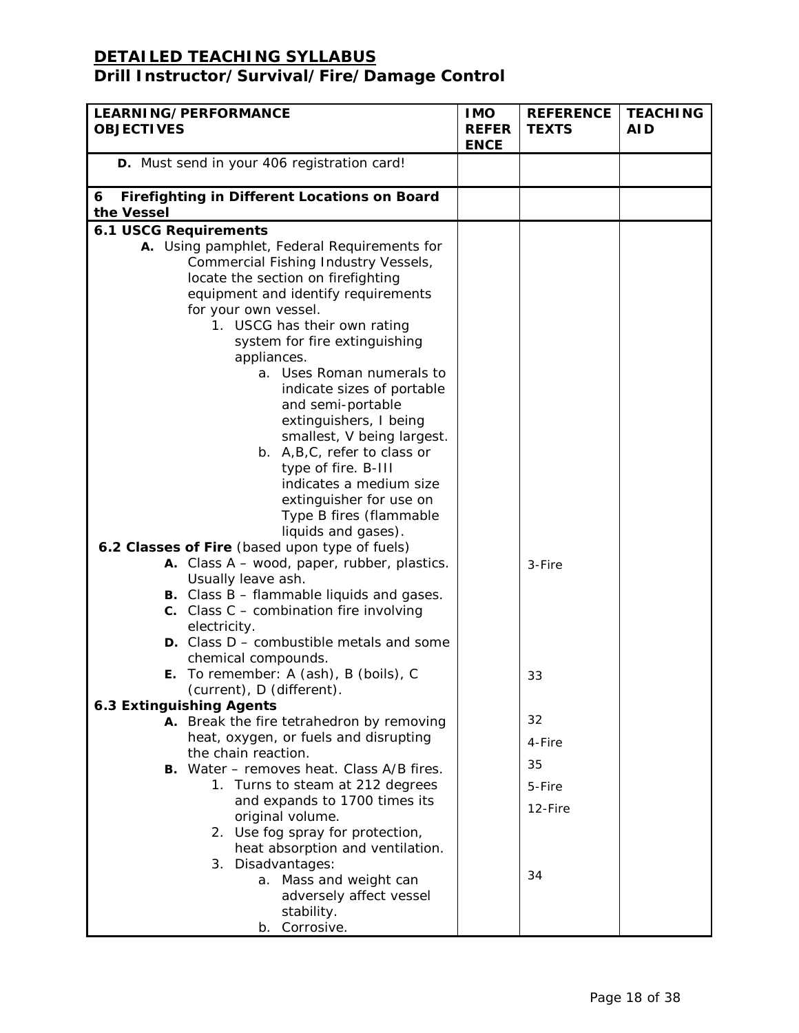## DETAILED TEACHING SYLLABUS
## Drill Instructor/Survival/Fire/Damage Control

| LEARNING/PERFORMANCE OBJECTIVES | IMO REFERENCE | REFERENCE TEXTS | TEACHING AID |
|---|---|---|---|
| **D.** Must send in your 406 registration card! | | | |
| **6 Firefighting in Different Locations on Board the Vessel** | | | |
| **6.1 USCG Requirements** | | | |
| **A.** Using pamphlet, Federal Requirements for Commercial Fishing Industry Vessels, locate the section on firefighting equipment and identify requirements for your own vessel. | | | |
| 1. USCG has their own rating system for fire extinguishing appliances. | | | |
| a. Uses Roman numerals to indicate sizes of portable and semi-portable extinguishers, I being smallest, V being largest. | | | |
| b. A,B,C, refer to class or type of fire. B-III indicates a medium size extinguisher for use on Type B fires (flammable liquids and gases). | | | |
| **6.2 Classes of Fire** (based upon type of fuels) | | | |
| **A.** Class A – wood, paper, rubber, plastics. Usually leave ash. | | 3-Fire | |
| **B.** Class B – flammable liquids and gases. | | | |
| **C.** Class C – combination fire involving electricity. | | | |
| **D.** Class D – combustible metals and some chemical compounds. | | | |
| **E.** To remember: A (ash), B (boils), C (current), D (different). | | 33 | |
| **6.3 Extinguishing Agents** | | | |
| **A.** Break the fire tetrahedron by removing heat, oxygen, or fuels and disrupting the chain reaction. | | 32<br>4-Fire | |
| **B.** Water – removes heat. Class A/B fires. | | 35 | |
| 1. Turns to steam at 212 degrees and expands to 1700 times its original volume. | | 5-Fire<br>12-Fire | |
| 2. Use fog spray for protection, heat absorption and ventilation. | | | |
| 3. Disadvantages: | | | |
| a. Mass and weight can adversely affect vessel stability. | | 34 | |
| b. Corrosive. | | | |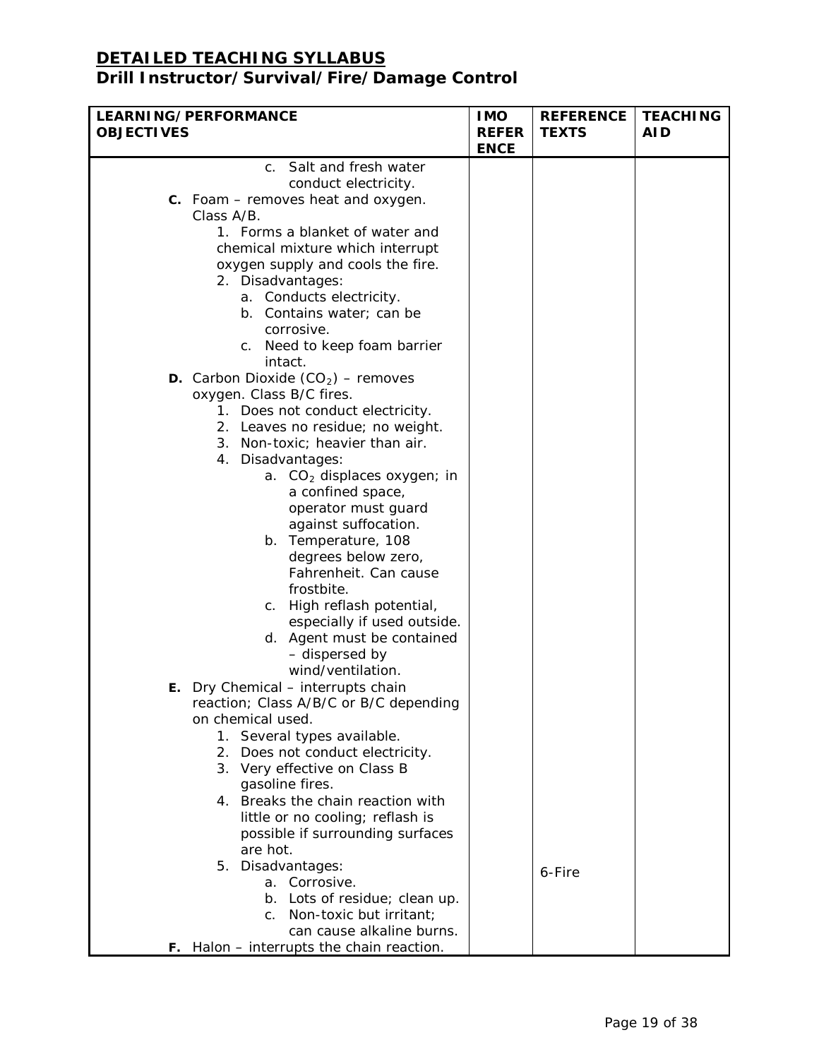## DETAILED TEACHING SYLLABUS
## Drill Instructor/Survival/Fire/Damage Control

| LEARNING/PERFORMANCE OBJECTIVES | IMO REFERENCE | REFERENCE TEXTS | TEACHING AID |
|---|---|---|---|
| c. Salt and fresh water conduct electricity.<br>**C.** Foam – removes heat and oxygen. Class A/B.<br>1. Forms a blanket of water and chemical mixture which interrupt oxygen supply and cools the fire.<br>2. Disadvantages:<br>a. Conducts electricity.<br>b. Contains water; can be corrosive.<br>c. Need to keep foam barrier intact.<br>**D.** Carbon Dioxide ($CO_2$) – removes oxygen. Class B/C fires.<br>1. Does not conduct electricity.<br>2. Leaves no residue; no weight.<br>3. Non-toxic; heavier than air.<br>4. Disadvantages:<br>a. $CO_2$ displaces oxygen; in a confined space, operator must guard against suffocation.<br>b. Temperature, 108 degrees below zero, Fahrenheit. Can cause frostbite.<br>c. High reflash potential, especially if used outside.<br>d. Agent must be contained – dispersed by wind/ventilation.<br>**E.** Dry Chemical – interrupts chain reaction; Class A/B/C or B/C depending on chemical used.<br>1. Several types available.<br>2. Does not conduct electricity.<br>3. Very effective on Class B gasoline fires.<br>4. Breaks the chain reaction with little or no cooling; reflash is possible if surrounding surfaces are hot.<br>5. Disadvantages:<br>a. Corrosive.<br>b. Lots of residue; clean up.<br>c. Non-toxic but irritant; can cause alkaline burns.<br>**F.** Halon – interrupts the chain reaction. | | 6-Fire | |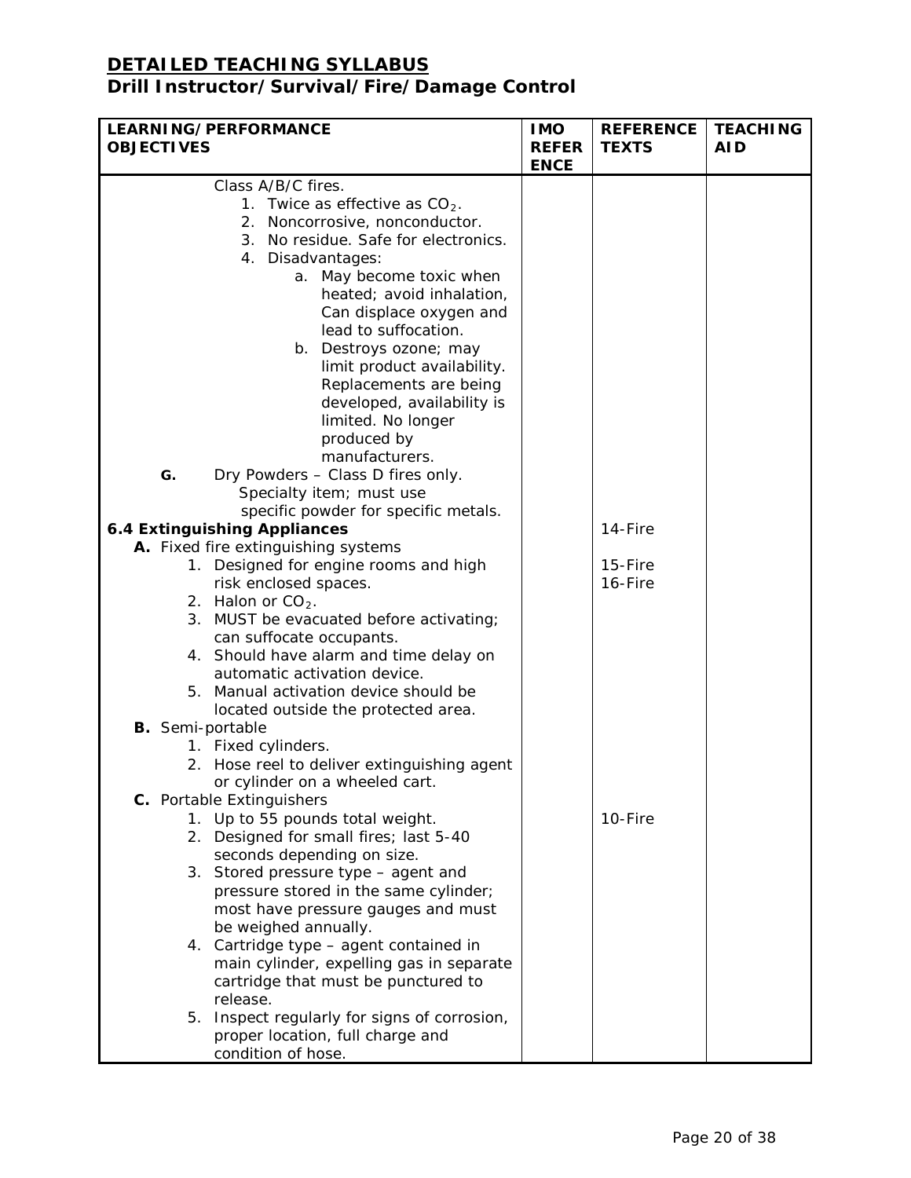## DETAILED TEACHING SYLLABUS
## Drill Instructor/Survival/Fire/Damage Control

| LEARNING/PERFORMANCE OBJECTIVES | IMO REFERENCE | REFERENCE TEXTS | TEACHING AID |
|---|---|---|---|
| Class A/B/C fires.<br>1. Twice as effective as $CO_2$.<br>2. Noncorrosive, nonconductor.<br>3. No residue. Safe for electronics.<br>4. Disadvantages:<br>a. May become toxic when heated; avoid inhalation, Can displace oxygen and lead to suffocation.<br>b. Destroys ozone; may limit product availability. Replacements are being developed, availability is limited. No longer produced by manufacturers.<br>**G.** Dry Powders – Class D fires only. Specialty item; must use specific powder for specific metals. | | | |
| **6.4 Extinguishing Appliances** | | 14-Fire | |
| **A.** Fixed fire extinguishing systems<br>1. Designed for engine rooms and high risk enclosed spaces.<br>2. Halon or $CO_2$.<br>3. MUST be evacuated before activating; can suffocate occupants.<br>4. Should have alarm and time delay on automatic activation device.<br>5. Manual activation device should be located outside the protected area.<br>**B.** Semi-portable<br>1. Fixed cylinders.<br>2. Hose reel to deliver extinguishing agent or cylinder on a wheeled cart. | | 15-Fire<br>16-Fire | |
| **C.** Portable Extinguishers<br>1. Up to 55 pounds total weight.<br>2. Designed for small fires; last 5-40 seconds depending on size.<br>3. Stored pressure type – agent and pressure stored in the same cylinder; most have pressure gauges and must be weighed annually.<br>4. Cartridge type – agent contained in main cylinder, expelling gas in separate cartridge that must be punctured to release.<br>5. Inspect regularly for signs of corrosion, proper location, full charge and condition of hose. | | 10-Fire | |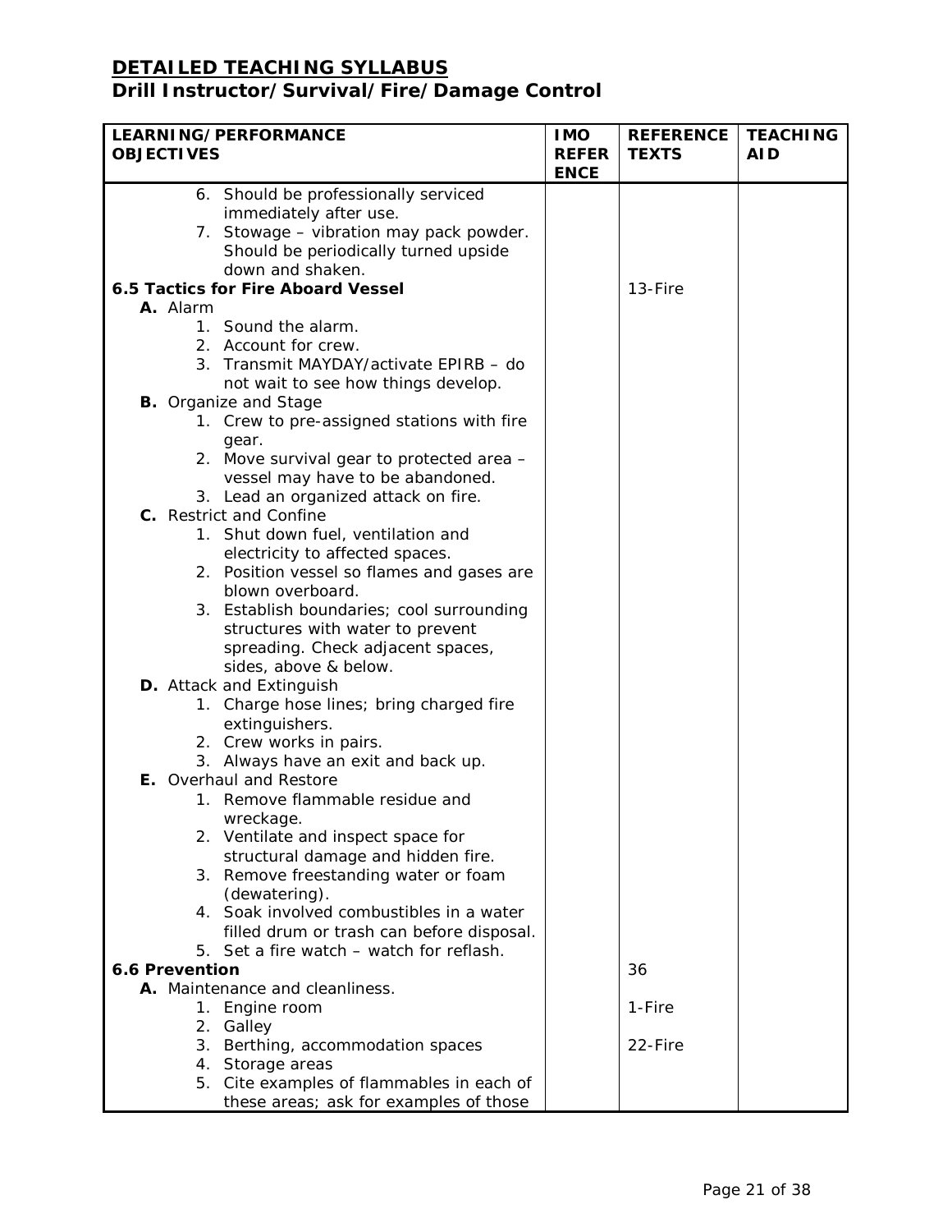## DETAILED TEACHING SYLLABUS
## Drill Instructor/Survival/Fire/Damage Control

| LEARNING/PERFORMANCE OBJECTIVES | IMO REFERENCE | REFERENCE TEXTS | TEACHING AID |
|---|---|---|---|
| 6. Should be professionally serviced immediately after use. | | | |
| 7. Stowage – vibration may pack powder. Should be periodically turned upside down and shaken. | | | |
| **6.5 Tactics for Fire Aboard Vessel** | | 13-Fire | |
| **A.** Alarm | | | |
| 1. Sound the alarm. | | | |
| 2. Account for crew. | | | |
| 3. Transmit MAYDAY/activate EPIRB – do not wait to see how things develop. | | | |
| **B.** Organize and Stage | | | |
| 1. Crew to pre-assigned stations with fire gear. | | | |
| 2. Move survival gear to protected area – vessel may have to be abandoned. | | | |
| 3. Lead an organized attack on fire. | | | |
| **C.** Restrict and Confine | | | |
| 1. Shut down fuel, ventilation and electricity to affected spaces. | | | |
| 2. Position vessel so flames and gases are blown overboard. | | | |
| 3. Establish boundaries; cool surrounding structures with water to prevent spreading. Check adjacent spaces, sides, above & below. | | | |
| **D.** Attack and Extinguish | | | |
| 1. Charge hose lines; bring charged fire extinguishers. | | | |
| 2. Crew works in pairs. | | | |
| 3. Always have an exit and back up. | | | |
| **E.** Overhaul and Restore | | | |
| 1. Remove flammable residue and wreckage. | | | |
| 2. Ventilate and inspect space for structural damage and hidden fire. | | | |
| 3. Remove freestanding water or foam (dewatering). | | | |
| 4. Soak involved combustibles in a water filled drum or trash can before disposal. | | | |
| 5. Set a fire watch – watch for reflash. | | | |
| **6.6 Prevention** | | 36 | |
| **A.** Maintenance and cleanliness. | | | |
| 1. Engine room | | 1-Fire | |
| 2. Galley | | | |
| 3. Berthing, accommodation spaces | | 22-Fire | |
| 4. Storage areas | | | |
| 5. Cite examples of flammables in each of these areas; ask for examples of those | | | |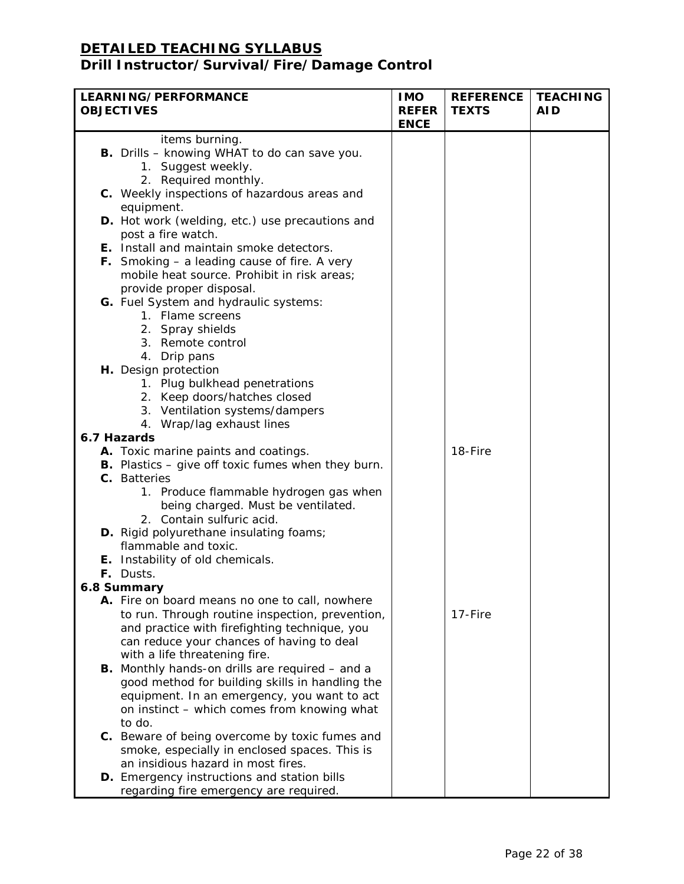## DETAILED TEACHING SYLLABUS
## Drill Instructor/Survival/Fire/Damage Control

| LEARNING/PERFORMANCE OBJECTIVES | IMO REFERENCE | REFERENCE TEXTS | TEACHING AID |
|---|---|---|---|
| items burning. | | | |
| **B.** Drills – knowing WHAT to do can save you. | | | |
| 1. Suggest weekly. | | | |
| 2. Required monthly. | | | |
| **C.** Weekly inspections of hazardous areas and equipment. | | | |
| **D.** Hot work (welding, etc.) use precautions and post a fire watch. | | | |
| **E.** Install and maintain smoke detectors. | | | |
| **F.** Smoking – a leading cause of fire. A very mobile heat source. Prohibit in risk areas; provide proper disposal. | | | |
| **G.** Fuel System and hydraulic systems: | | | |
| 1. Flame screens | | | |
| 2. Spray shields | | | |
| 3. Remote control | | | |
| 4. Drip pans | | | |
| **H.** Design protection | | | |
| 1. Plug bulkhead penetrations | | | |
| 2. Keep doors/hatches closed | | | |
| 3. Ventilation systems/dampers | | | |
| 4. Wrap/lag exhaust lines | | | |
| **6.7 Hazards** | | | |
| **A.** Toxic marine paints and coatings. | | 18-Fire | |
| **B.** Plastics – give off toxic fumes when they burn. | | | |
| **C.** Batteries | | | |
| 1. Produce flammable hydrogen gas when being charged. Must be ventilated. | | | |
| 2. Contain sulfuric acid. | | | |
| **D.** Rigid polyurethane insulating foams; flammable and toxic. | | | |
| **E.** Instability of old chemicals. | | | |
| **F.** Dusts. | | | |
| **6.8 Summary** | | | |
| **A.** Fire on board means no one to call, nowhere to run. Through routine inspection, prevention, and practice with firefighting technique, you can reduce your chances of having to deal with a life threatening fire. | | 17-Fire | |
| **B.** Monthly hands-on drills are required – and a good method for building skills in handling the equipment. In an emergency, you want to act on instinct – which comes from knowing what to do. | | | |
| **C.** Beware of being overcome by toxic fumes and smoke, especially in enclosed spaces. This is an insidious hazard in most fires. | | | |
| **D.** Emergency instructions and station bills regarding fire emergency are required. | | | |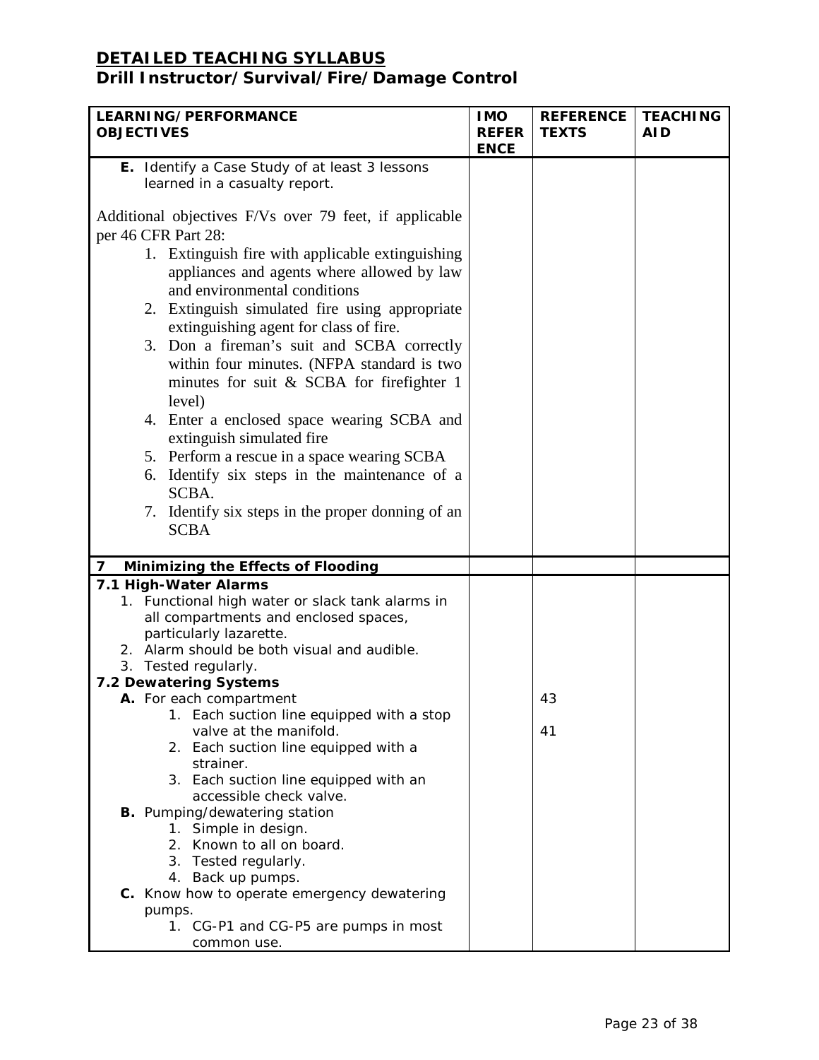## DETAILED TEACHING SYLLABUS
## Drill Instructor/Survival/Fire/Damage Control

| LEARNING/PERFORMANCE OBJECTIVES | IMO REFERENCE | REFERENCE TEXTS | TEACHING AID |
|---|---|---|---|
| **E.** Identify a Case Study of at least 3 lessons learned in a casualty report.<br><br>Additional objectives F/Vs over 79 feet, if applicable per 46 CFR Part 28:<br>1. Extinguish fire with applicable extinguishing appliances and agents where allowed by law and environmental conditions<br>2. Extinguish simulated fire using appropriate extinguishing agent for class of fire.<br>3. Don a fireman's suit and SCBA correctly within four minutes. (NFPA standard is two minutes for suit & SCBA for firefighter 1 level)<br>4. Enter a enclosed space wearing SCBA and extinguish simulated fire<br>5. Perform a rescue in a space wearing SCBA<br>6. Identify six steps in the maintenance of a SCBA.<br>7. Identify six steps in the proper donning of an SCBA | | | |
| **7 Minimizing the Effects of Flooding** | | | |
| **7.1 High-Water Alarms**<br>1. Functional high water or slack tank alarms in all compartments and enclosed spaces, particularly lazarette.<br>2. Alarm should be both visual and audible.<br>3. Tested regularly.<br>**7.2 Dewatering Systems**<br>**A.** For each compartment<br>1. Each suction line equipped with a stop valve at the manifold.<br>2. Each suction line equipped with a strainer.<br>3. Each suction line equipped with an accessible check valve.<br>**B.** Pumping/dewatering station<br>1. Simple in design.<br>2. Known to all on board.<br>3. Tested regularly.<br>4. Back up pumps.<br>**C.** Know how to operate emergency dewatering pumps.<br>1. CG-P1 and CG-P5 are pumps in most common use. | | 43<br><br>41 | |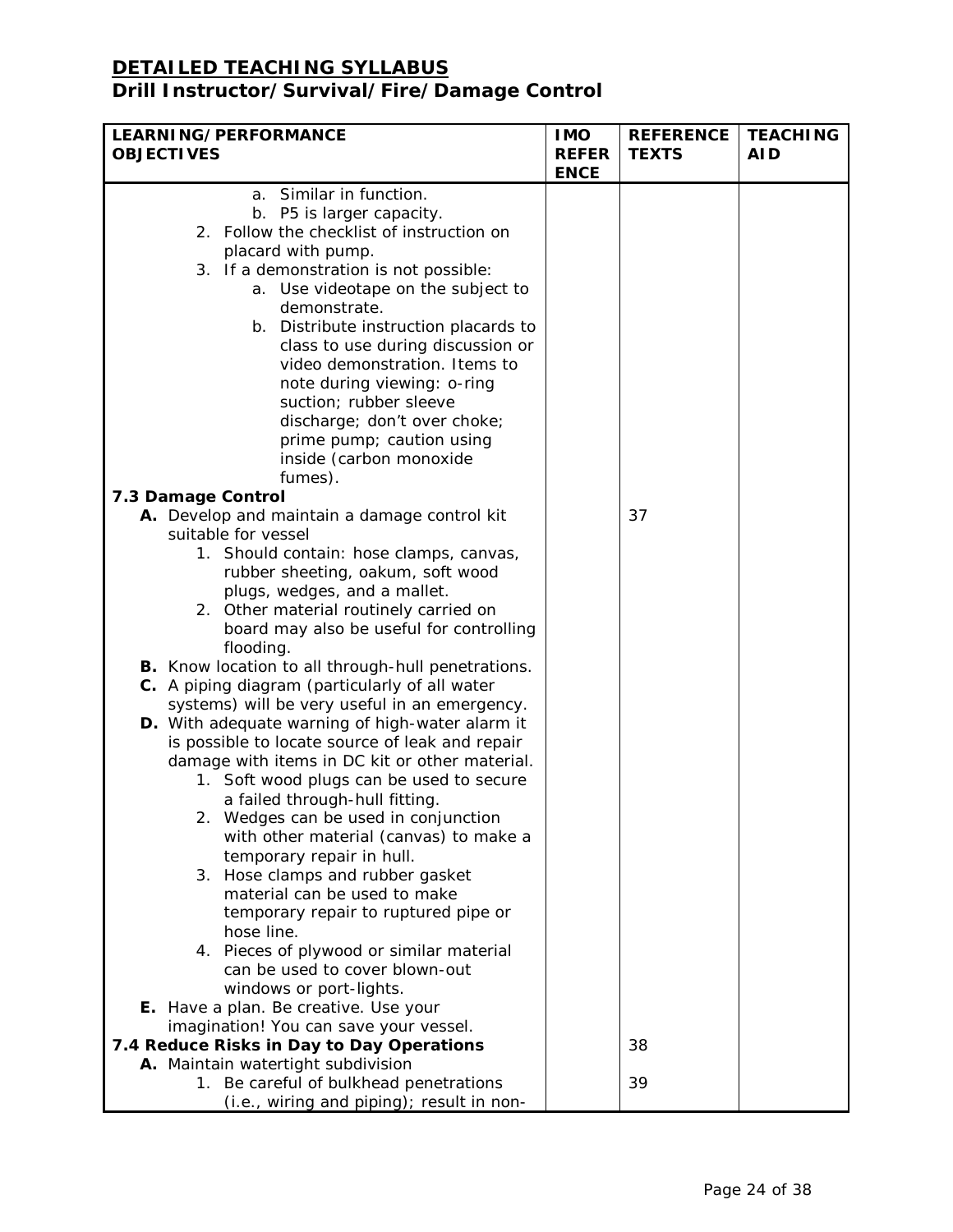## DETAILED TEACHING SYLLABUS
## Drill Instructor/Survival/Fire/Damage Control

| LEARNING/PERFORMANCE OBJECTIVES | IMO REFERENCE | REFERENCE TEXTS | TEACHING AID |
|---|---|---|---|
| a. Similar in function.<br>b. P5 is larger capacity.<br>2. Follow the checklist of instruction on placard with pump.<br>3. If a demonstration is not possible:<br>a. Use videotape on the subject to demonstrate.<br>b. Distribute instruction placards to class to use during discussion or video demonstration. Items to note during viewing: o-ring suction; rubber sleeve discharge; don't over choke; prime pump; caution using inside (carbon monoxide fumes). | | | |
| **7.3 Damage Control** | | | |
| **A.** Develop and maintain a damage control kit suitable for vessel<br>1. Should contain: hose clamps, canvas, rubber sheeting, oakum, soft wood plugs, wedges, and a mallet.<br>2. Other material routinely carried on board may also be useful for controlling flooding.<br>**B.** Know location to all through-hull penetrations.<br>**C.** A piping diagram (particularly of all water systems) will be very useful in an emergency.<br>**D.** With adequate warning of high-water alarm it is possible to locate source of leak and repair damage with items in DC kit or other material.<br>1. Soft wood plugs can be used to secure a failed through-hull fitting.<br>2. Wedges can be used in conjunction with other material (canvas) to make a temporary repair in hull.<br>3. Hose clamps and rubber gasket material can be used to make temporary repair to ruptured pipe or hose line.<br>4. Pieces of plywood or similar material can be used to cover blown-out windows or port-lights.<br>**E.** Have a plan. Be creative. Use your imagination! You can save your vessel. | | 37 | |
| **7.4 Reduce Risks in Day to Day Operations** | | 38 | |
| **A.** Maintain watertight subdivision | | | |
| 1. Be careful of bulkhead penetrations (i.e., wiring and piping); result in non- | | 39 | |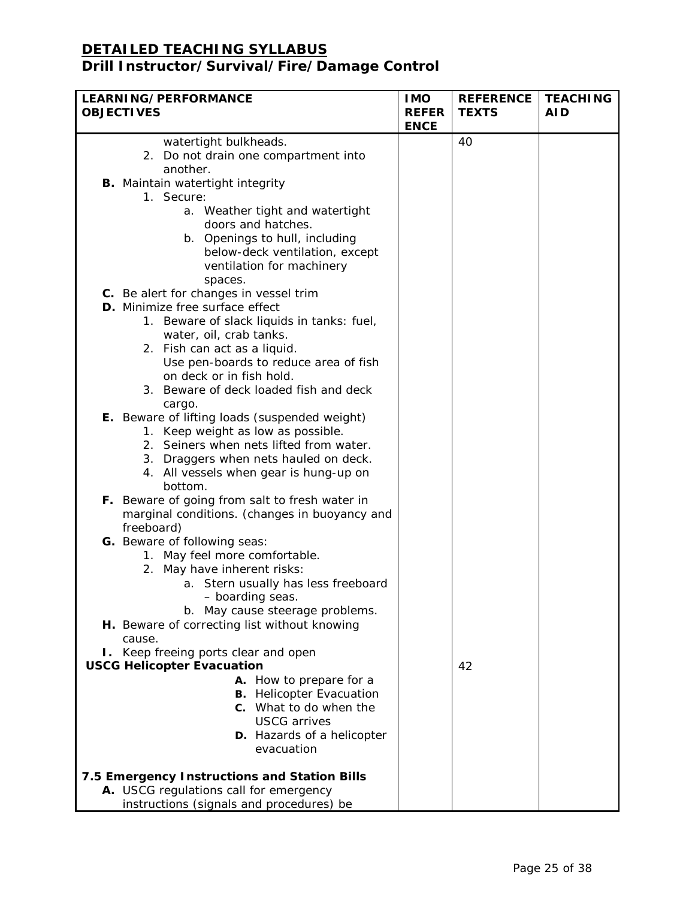## DETAILED TEACHING SYLLABUS

## Drill Instructor/Survival/Fire/Damage Control

| LEARNING/PERFORMANCE OBJECTIVES | IMO REFERENCE | REFERENCE TEXTS | TEACHING AID |
|---|---|---|---|
| watertight bulkheads.<br>2. Do not drain one compartment into another.<br>**B.** Maintain watertight integrity<br>1. Secure:<br>a. Weather tight and watertight doors and hatches.<br>b. Openings to hull, including below-deck ventilation, except ventilation for machinery spaces.<br>**C.** Be alert for changes in vessel trim<br>**D.** Minimize free surface effect<br>1. Beware of slack liquids in tanks: fuel, water, oil, crab tanks.<br>2. Fish can act as a liquid. Use pen-boards to reduce area of fish on deck or in fish hold.<br>3. Beware of deck loaded fish and deck cargo.<br>**E.** Beware of lifting loads (suspended weight)<br>1. Keep weight as low as possible.<br>2. Seiners when nets lifted from water.<br>3. Draggers when nets hauled on deck.<br>4. All vessels when gear is hung-up on bottom.<br>**F.** Beware of going from salt to fresh water in marginal conditions. (changes in buoyancy and freeboard)<br>**G.** Beware of following seas:<br>1. May feel more comfortable.<br>2. May have inherent risks:<br>a. Stern usually has less freeboard – boarding seas.<br>b. May cause steerage problems.<br>**H.** Beware of correcting list without knowing cause.<br>**I.** Keep freeing ports clear and open | | 40 | |
| **USCG Helicopter Evacuation**<br>**A.** How to prepare for a<br>**B.** Helicopter Evacuation<br>**C.** What to do when the USCG arrives<br>**D.** Hazards of a helicopter evacuation | | 42 | |
| **7.5 Emergency Instructions and Station Bills**<br>**A.** USCG regulations call for emergency instructions (signals and procedures) be | | | |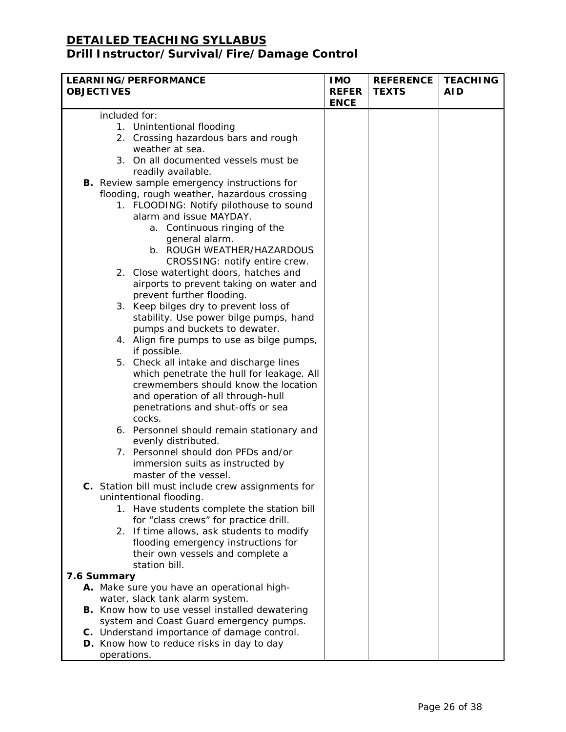## DETAILED TEACHING SYLLABUS
## Drill Instructor/Survival/Fire/Damage Control

| LEARNING/PERFORMANCE OBJECTIVES | IMO REFERENCE | REFERENCE TEXTS | TEACHING AID |
|---|---|---|---|
| included for:<br>1. Unintentional flooding<br>2. Crossing hazardous bars and rough weather at sea.<br>3. On all documented vessels must be readily available.<br>**B.** Review sample emergency instructions for flooding, rough weather, hazardous crossing<br>1. FLOODING: Notify pilothouse to sound alarm and issue MAYDAY.<br>a. Continuous ringing of the general alarm.<br>b. ROUGH WEATHER/HAZARDOUS CROSSING: notify entire crew.<br>2. Close watertight doors, hatches and airports to prevent taking on water and prevent further flooding.<br>3. Keep bilges dry to prevent loss of stability. Use power bilge pumps, hand pumps and buckets to dewater.<br>4. Align fire pumps to use as bilge pumps, if possible.<br>5. Check all intake and discharge lines which penetrate the hull for leakage. All crewmembers should know the location and operation of all through-hull penetrations and shut-offs or sea cocks.<br>6. Personnel should remain stationary and evenly distributed.<br>7. Personnel should don PFDs and/or immersion suits as instructed by master of the vessel.<br>**C.** Station bill must include crew assignments for unintentional flooding.<br>1. Have students complete the station bill for "class crews" for practice drill.<br>2. If time allows, ask students to modify flooding emergency instructions for their own vessels and complete a station bill.<br>**7.6 Summary**<br>**A.** Make sure you have an operational high-water, slack tank alarm system.<br>**B.** Know how to use vessel installed dewatering system and Coast Guard emergency pumps.<br>**C.** Understand importance of damage control.<br>**D.** Know how to reduce risks in day to day operations. | | | |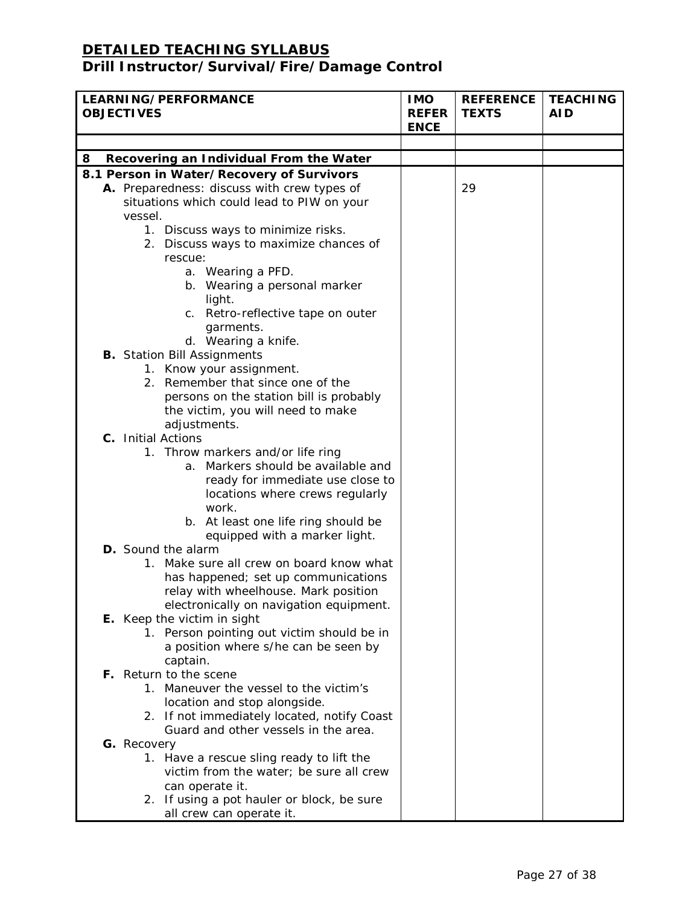## DETAILED TEACHING SYLLABUS
## Drill Instructor/Survival/Fire/Damage Control

| LEARNING/PERFORMANCE OBJECTIVES | IMO REFERENCE | REFERENCE TEXTS | TEACHING AID |
|---|---|---|---|
| | | | |
| **8 Recovering an Individual From the Water** | | | |
| **8.1 Person in Water/Recovery of Survivors**<br>**A.** Preparedness: discuss with crew types of situations which could lead to PIW on your vessel.<br>1. Discuss ways to minimize risks.<br>2. Discuss ways to maximize chances of rescue:<br>a. Wearing a PFD.<br>b. Wearing a personal marker light.<br>c. Retro-reflective tape on outer garments.<br>d. Wearing a knife.<br>**B.** Station Bill Assignments<br>1. Know your assignment.<br>2. Remember that since one of the persons on the station bill is probably the victim, you will need to make adjustments.<br>**C.** Initial Actions<br>1. Throw markers and/or life ring<br>a. Markers should be available and ready for immediate use close to locations where crews regularly work.<br>b. At least one life ring should be equipped with a marker light.<br>**D.** Sound the alarm<br>1. Make sure all crew on board know what has happened; set up communications relay with wheelhouse. Mark position electronically on navigation equipment.<br>**E.** Keep the victim in sight<br>1. Person pointing out victim should be in a position where s/he can be seen by captain.<br>**F.** Return to the scene<br>1. Maneuver the vessel to the victim's location and stop alongside.<br>2. If not immediately located, notify Coast Guard and other vessels in the area.<br>**G.** Recovery<br>1. Have a rescue sling ready to lift the victim from the water; be sure all crew can operate it.<br>2. If using a pot hauler or block, be sure all crew can operate it. | | 29 | |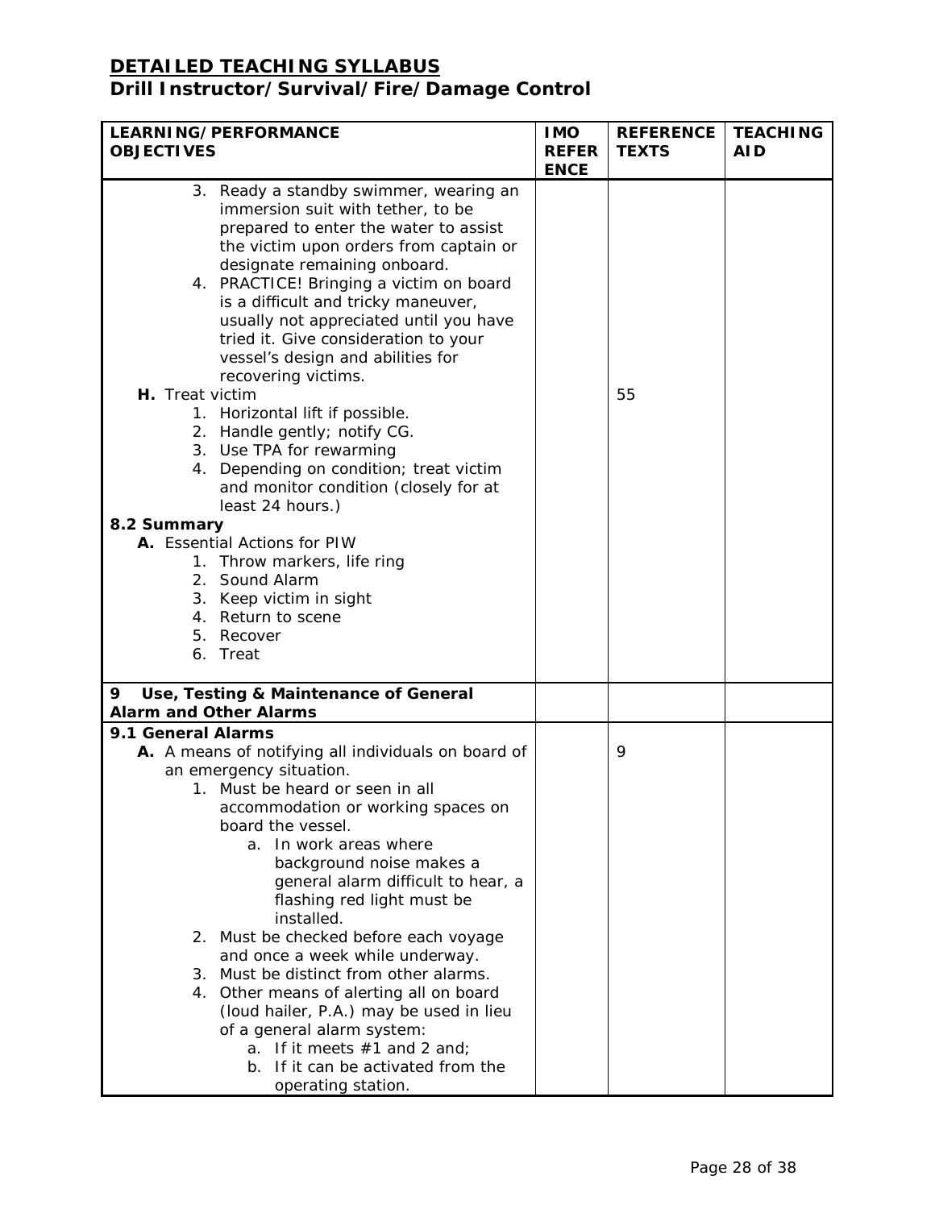## DETAILED TEACHING SYLLABUS
## Drill Instructor/Survival/Fire/Damage Control

| LEARNING/PERFORMANCE OBJECTIVES | IMO REFERENCE | REFERENCE TEXTS | TEACHING AID |
|---|---|---|---|
| 3. Ready a standby swimmer, wearing an immersion suit with tether, to be prepared to enter the water to assist the victim upon orders from captain or designate remaining onboard.<br>4. PRACTICE! Bringing a victim on board is a difficult and tricky maneuver, usually not appreciated until you have tried it. Give consideration to your vessel's design and abilities for recovering victims.<br>**H.** Treat victim<br>1. Horizontal lift if possible.<br>2. Handle gently; notify CG.<br>3. Use TPA for rewarming<br>4. Depending on condition; treat victim and monitor condition (closely for at least 24 hours.)<br>**8.2 Summary**<br>**A.** Essential Actions for PIW<br>1. Throw markers, life ring<br>2. Sound Alarm<br>3. Keep victim in sight<br>4. Return to scene<br>5. Recover<br>6. Treat | | 55 | |
| **9 Use, Testing & Maintenance of General Alarm and Other Alarms** | | | |
| **9.1 General Alarms**<br>**A.** A means of notifying all individuals on board of an emergency situation.<br>1. Must be heard or seen in all accommodation or working spaces on board the vessel.<br>a. In work areas where background noise makes a general alarm difficult to hear, a flashing red light must be installed.<br>2. Must be checked before each voyage and once a week while underway.<br>3. Must be distinct from other alarms.<br>4. Other means of alerting all on board (loud hailer, P.A.) may be used in lieu of a general alarm system:<br>a. If it meets #1 and 2 and;<br>b. If it can be activated from the operating station. | | 9 | |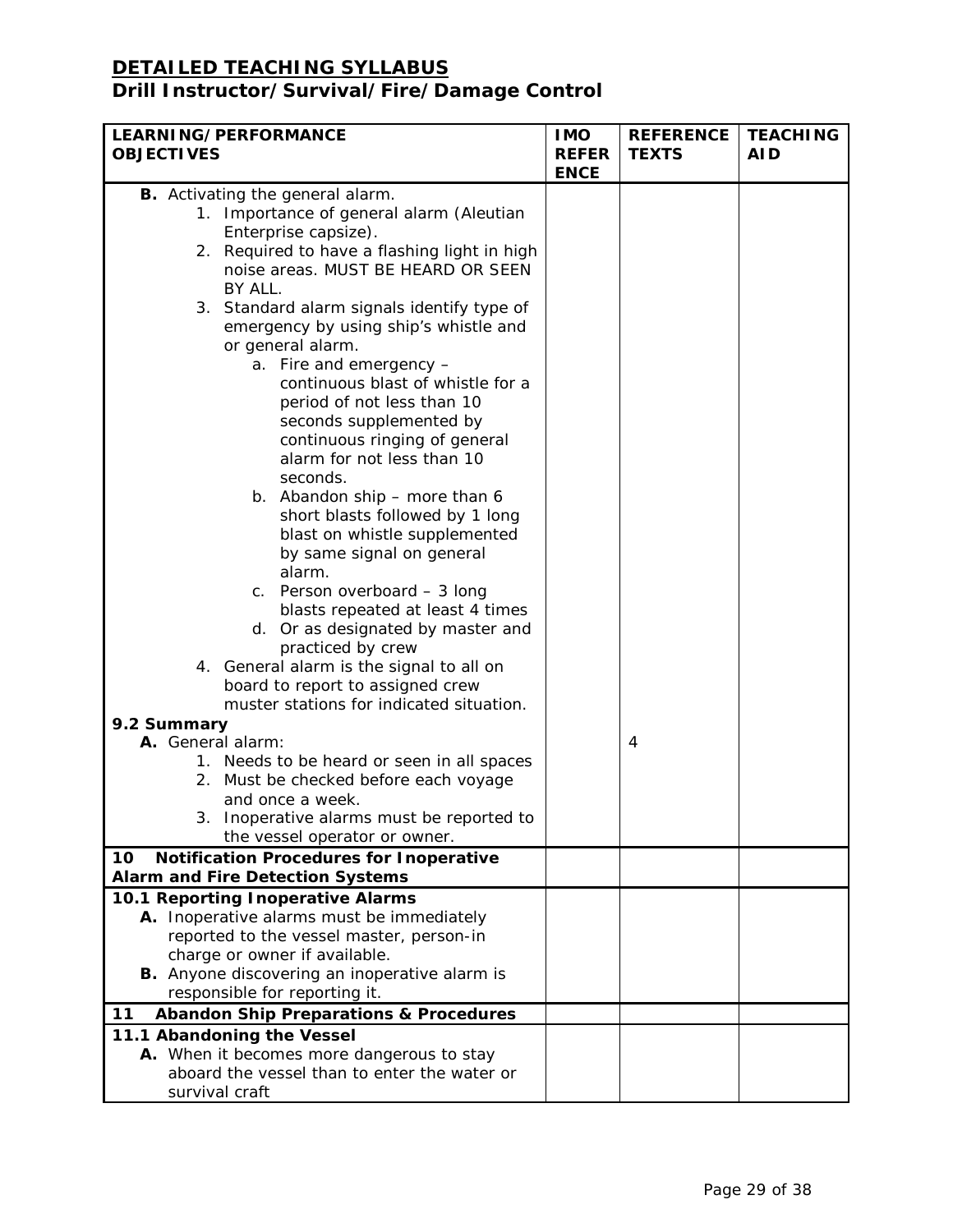## DETAILED TEACHING SYLLABUS
## Drill Instructor/Survival/Fire/Damage Control

| LEARNING/PERFORMANCE OBJECTIVES | IMO REFERENCE | REFERENCE TEXTS | TEACHING AID |
|---|---|---|---|
| **B.** Activating the general alarm.<br>1. Importance of general alarm (Aleutian Enterprise capsize).<br>2. Required to have a flashing light in high noise areas. MUST BE HEARD OR SEEN BY ALL.<br>3. Standard alarm signals identify type of emergency by using ship's whistle and or general alarm.<br>a. Fire and emergency – continuous blast of whistle for a period of not less than 10 seconds supplemented by continuous ringing of general alarm for not less than 10 seconds.<br>b. Abandon ship – more than 6 short blasts followed by 1 long blast on whistle supplemented by same signal on general alarm.<br>c. Person overboard – 3 long blasts repeated at least 4 times<br>d. Or as designated by master and practiced by crew<br>4. General alarm is the signal to all on board to report to assigned crew muster stations for indicated situation.<br>**9.2 Summary**<br>**A.** General alarm:<br>1. Needs to be heard or seen in all spaces<br>2. Must be checked before each voyage and once a week.<br>3. Inoperative alarms must be reported to the vessel operator or owner. | | 4 | |
| **10 Notification Procedures for Inoperative Alarm and Fire Detection Systems** | | | |
| **10.1 Reporting Inoperative Alarms**<br>**A.** Inoperative alarms must be immediately reported to the vessel master, person-in charge or owner if available.<br>**B.** Anyone discovering an inoperative alarm is responsible for reporting it. | | | |
| **11 Abandon Ship Preparations & Procedures** | | | |
| **11.1 Abandoning the Vessel**<br>**A.** When it becomes more dangerous to stay aboard the vessel than to enter the water or survival craft | | | |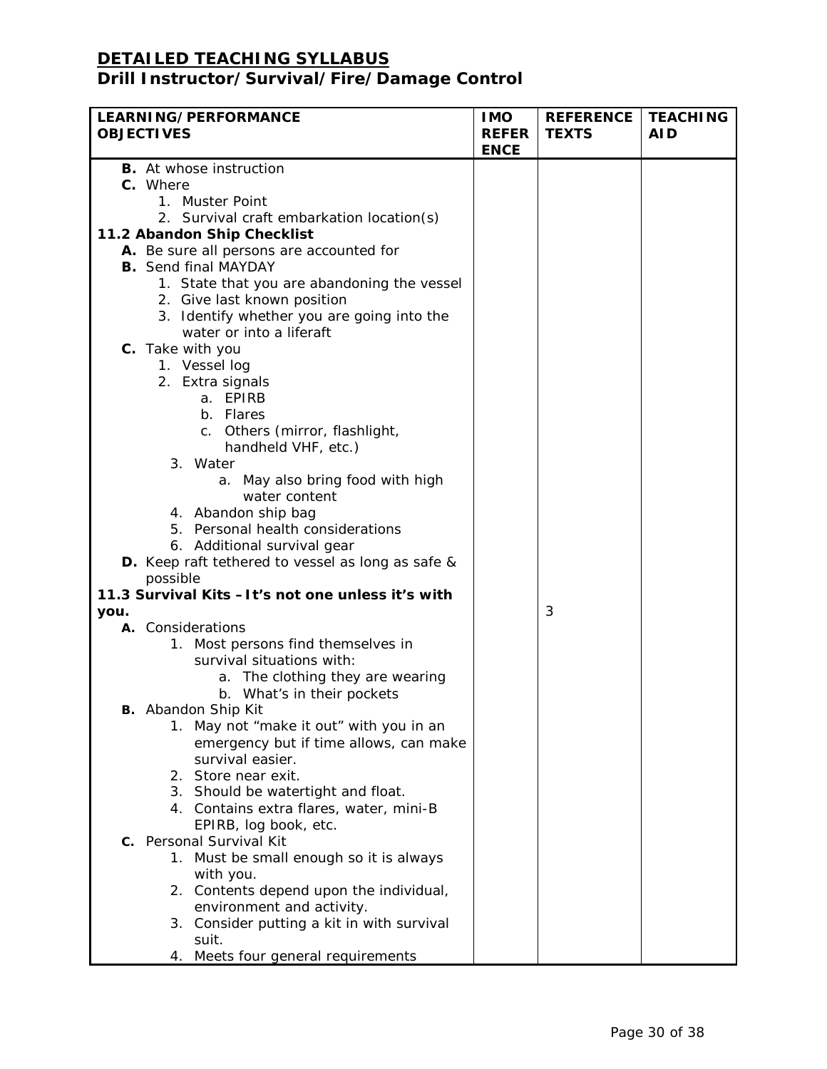## DETAILED TEACHING SYLLABUS
## Drill Instructor/Survival/Fire/Damage Control

| LEARNING/PERFORMANCE OBJECTIVES | IMO REFERENCE | REFERENCE TEXTS | TEACHING AID |
|---|---|---|---|
| **B.** At whose instruction<br>**C.** Where<br>1. Muster Point<br>2. Survival craft embarkation location(s)<br>**11.2 Abandon Ship Checklist**<br>**A.** Be sure all persons are accounted for<br>**B.** Send final MAYDAY<br>1. State that you are abandoning the vessel<br>2. Give last known position<br>3. Identify whether you are going into the water or into a liferaft<br>**C.** Take with you<br>1. Vessel log<br>2. Extra signals<br>a. EPIRB<br>b. Flares<br>c. Others (mirror, flashlight, handheld VHF, etc.)<br>3. Water<br>a. May also bring food with high water content<br>4. Abandon ship bag<br>5. Personal health considerations<br>6. Additional survival gear<br>**D.** Keep raft tethered to vessel as long as safe & possible<br>**11.3 Survival Kits – It's not one unless it's with you.**<br>**A.** Considerations<br>1. Most persons find themselves in survival situations with:<br>a. The clothing they are wearing<br>b. What's in their pockets<br>**B.** Abandon Ship Kit<br>1. May not "make it out" with you in an emergency but if time allows, can make survival easier.<br>2. Store near exit.<br>3. Should be watertight and float.<br>4. Contains extra flares, water, mini-B EPIRB, log book, etc.<br>**C.** Personal Survival Kit<br>1. Must be small enough so it is always with you.<br>2. Contents depend upon the individual, environment and activity.<br>3. Consider putting a kit in with survival suit.<br>4. Meets four general requirements | | 3 | |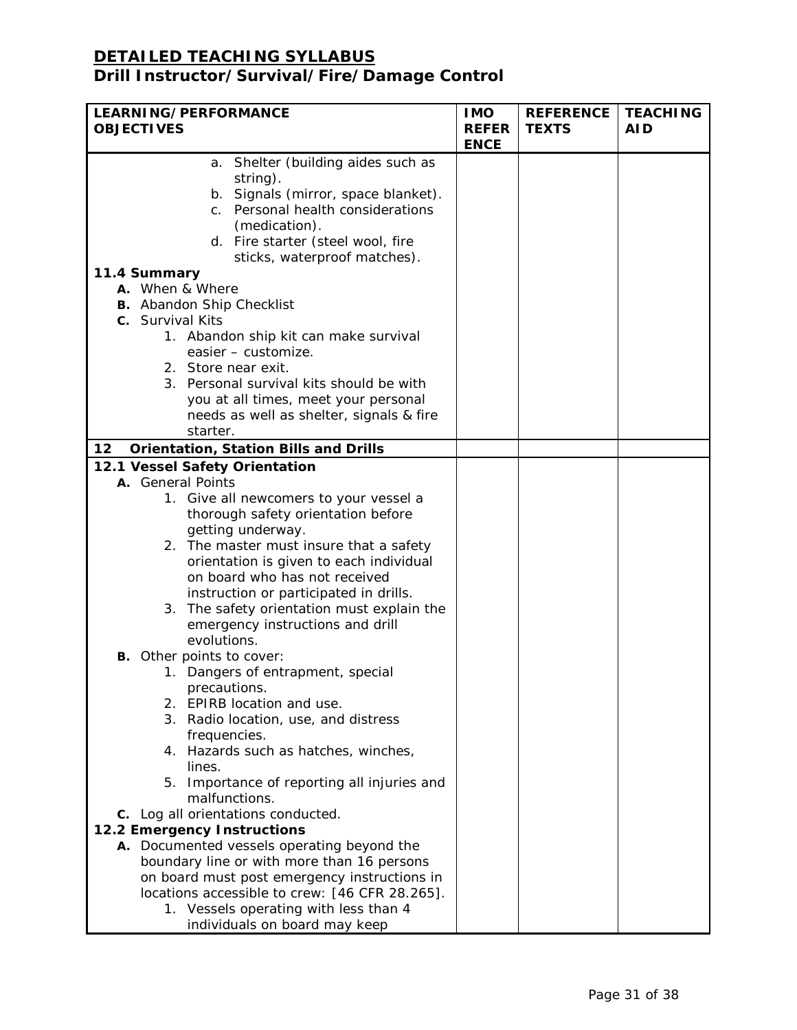## DETAILED TEACHING SYLLABUS
## Drill Instructor/Survival/Fire/Damage Control

| LEARNING/PERFORMANCE OBJECTIVES | IMO REFERENCE | REFERENCE TEXTS | TEACHING AID |
|---|---|---|---|
| a. Shelter (building aides such as string).<br>b. Signals (mirror, space blanket).<br>c. Personal health considerations (medication).<br>d. Fire starter (steel wool, fire sticks, waterproof matches).<br>**11.4 Summary**<br>**A.** When & Where<br>**B.** Abandon Ship Checklist<br>**C.** Survival Kits<br>1. Abandon ship kit can make survival easier – customize.<br>2. Store near exit.<br>3. Personal survival kits should be with you at all times, meet your personal needs as well as shelter, signals & fire starter. | | | |
| **12 Orientation, Station Bills and Drills** | | | |
| **12.1 Vessel Safety Orientation**<br>**A.** General Points<br>1. Give all newcomers to your vessel a thorough safety orientation before getting underway.<br>2. The master must insure that a safety orientation is given to each individual on board who has not received instruction or participated in drills.<br>3. The safety orientation must explain the emergency instructions and drill evolutions.<br>**B.** Other points to cover:<br>1. Dangers of entrapment, special precautions.<br>2. EPIRB location and use.<br>3. Radio location, use, and distress frequencies.<br>4. Hazards such as hatches, winches, lines.<br>5. Importance of reporting all injuries and malfunctions.<br>**C.** Log all orientations conducted.<br>**12.2 Emergency Instructions**<br>**A.** Documented vessels operating beyond the boundary line or with more than 16 persons on board must post emergency instructions in locations accessible to crew: [46 CFR 28.265].<br>1. Vessels operating with less than 4 individuals on board may keep | | | |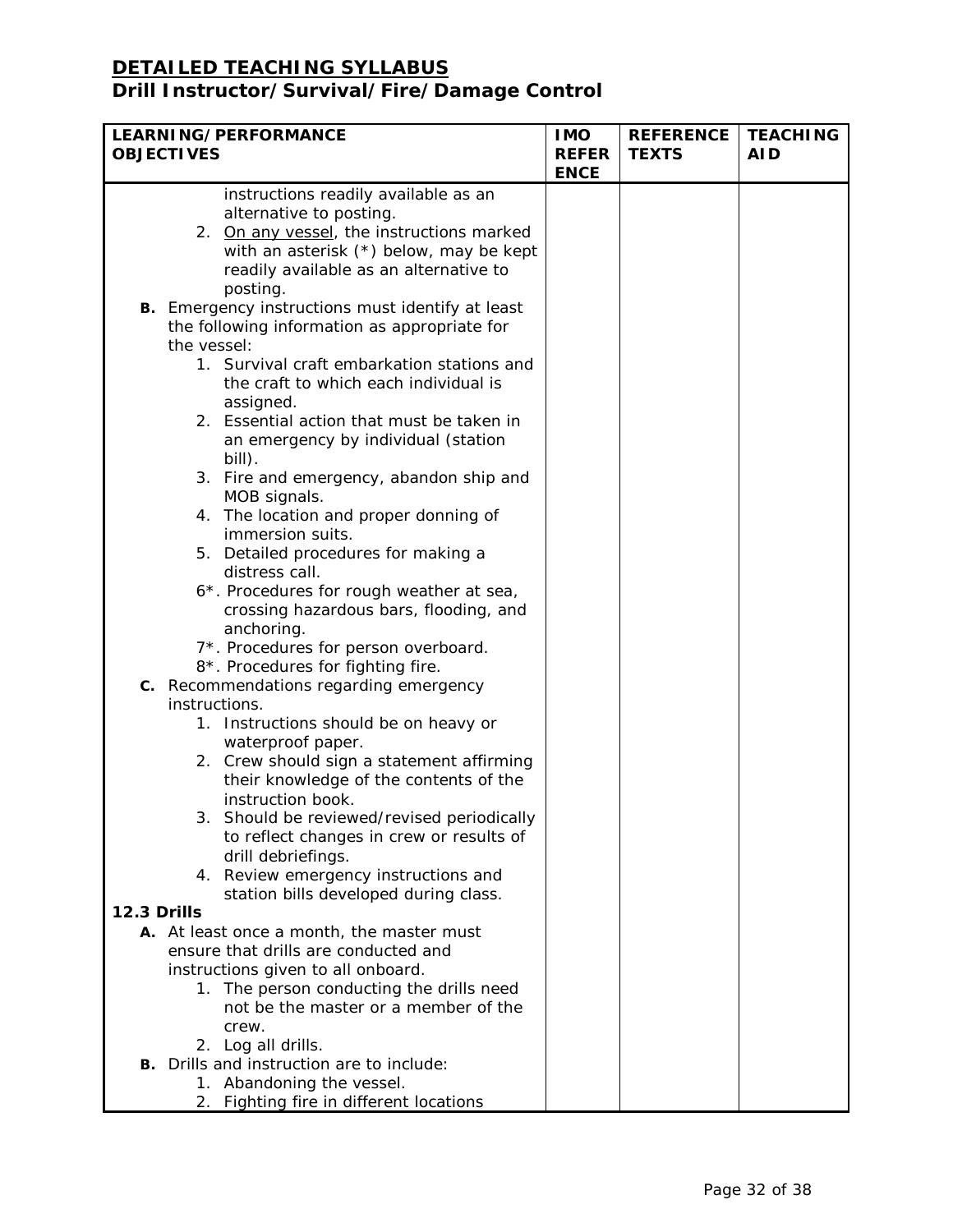## DETAILED TEACHING SYLLABUS
## Drill Instructor/Survival/Fire/Damage Control

| LEARNING/PERFORMANCE OBJECTIVES | IMO REFERENCE | REFERENCE TEXTS | TEACHING AID |
|---|---|---|---|
| instructions readily available as an alternative to posting. | | | |
| 2. On any vessel, the instructions marked with an asterisk (*) below, may be kept readily available as an alternative to posting. | | | |
| **B.** Emergency instructions must identify at least the following information as appropriate for the vessel: | | | |
| 1. Survival craft embarkation stations and the craft to which each individual is assigned. | | | |
| 2. Essential action that must be taken in an emergency by individual (station bill). | | | |
| 3. Fire and emergency, abandon ship and MOB signals. | | | |
| 4. The location and proper donning of immersion suits. | | | |
| 5. Detailed procedures for making a distress call. | | | |
| 6*. Procedures for rough weather at sea, crossing hazardous bars, flooding, and anchoring. | | | |
| 7*. Procedures for person overboard. | | | |
| 8*. Procedures for fighting fire. | | | |
| **C.** Recommendations regarding emergency instructions. | | | |
| 1. Instructions should be on heavy or waterproof paper. | | | |
| 2. Crew should sign a statement affirming their knowledge of the contents of the instruction book. | | | |
| 3. Should be reviewed/revised periodically to reflect changes in crew or results of drill debriefings. | | | |
| 4. Review emergency instructions and station bills developed during class. | | | |
| **12.3 Drills** | | | |
| **A.** At least once a month, the master must ensure that drills are conducted and instructions given to all onboard. | | | |
| 1. The person conducting the drills need not be the master or a member of the crew. | | | |
| 2. Log all drills. | | | |
| **B.** Drills and instruction are to include: | | | |
| 1. Abandoning the vessel. | | | |
| 2. Fighting fire in different locations | | | |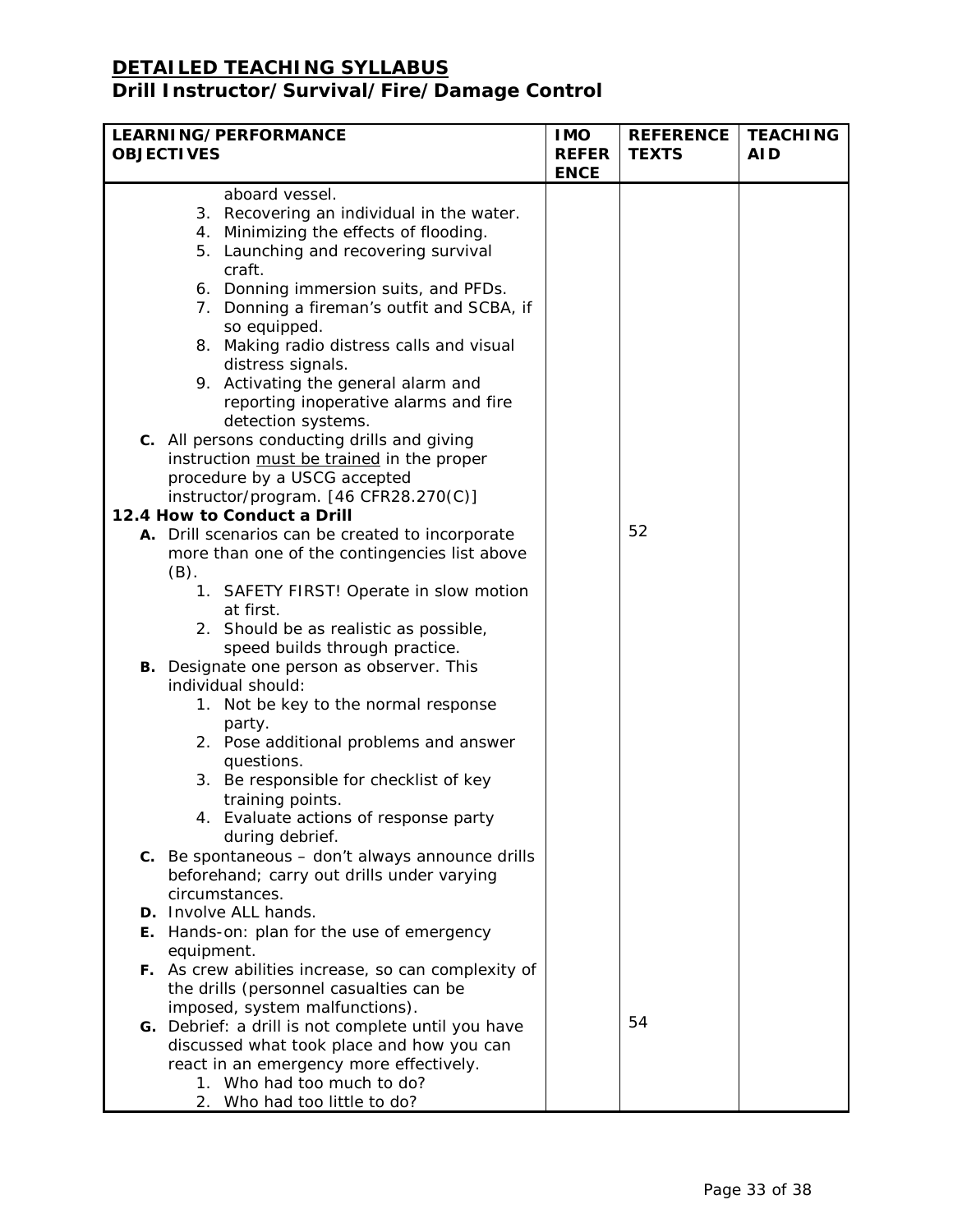## DETAILED TEACHING SYLLABUS
## Drill Instructor/Survival/Fire/Damage Control

| LEARNING/PERFORMANCE OBJECTIVES | IMO REFERENCE | REFERENCE TEXTS | TEACHING AID |
|---|---|---|---|
| aboard vessel. | | | |
| 3. Recovering an individual in the water. | | | |
| 4. Minimizing the effects of flooding. | | | |
| 5. Launching and recovering survival craft. | | | |
| 6. Donning immersion suits, and PFDs. | | | |
| 7. Donning a fireman's outfit and SCBA, if so equipped. | | | |
| 8. Making radio distress calls and visual distress signals. | | | |
| 9. Activating the general alarm and reporting inoperative alarms and fire detection systems. | | | |
| **C.** All persons conducting drills and giving instruction <u>must be trained</u> in the proper procedure by a USCG accepted instructor/program. [46 CFR28.270(C)] | | | |
| **12.4 How to Conduct a Drill** | | | |
| **A.** Drill scenarios can be created to incorporate more than one of the contingencies list above (B). | | 52 | |
| 1. SAFETY FIRST! Operate in slow motion at first. | | | |
| 2. Should be as realistic as possible, speed builds through practice. | | | |
| **B.** Designate one person as observer. This individual should: | | | |
| 1. Not be key to the normal response party. | | | |
| 2. Pose additional problems and answer questions. | | | |
| 3. Be responsible for checklist of key training points. | | | |
| 4. Evaluate actions of response party during debrief. | | | |
| **C.** Be spontaneous – don't always announce drills beforehand; carry out drills under varying circumstances. | | | |
| **D.** Involve ALL hands. | | | |
| **E.** Hands-on: plan for the use of emergency equipment. | | | |
| **F.** As crew abilities increase, so can complexity of the drills (personnel casualties can be imposed, system malfunctions). | | | |
| **G.** Debrief: a drill is not complete until you have discussed what took place and how you can react in an emergency more effectively. | | 54 | |
| 1. Who had too much to do? | | | |
| 2. Who had too little to do? | | | |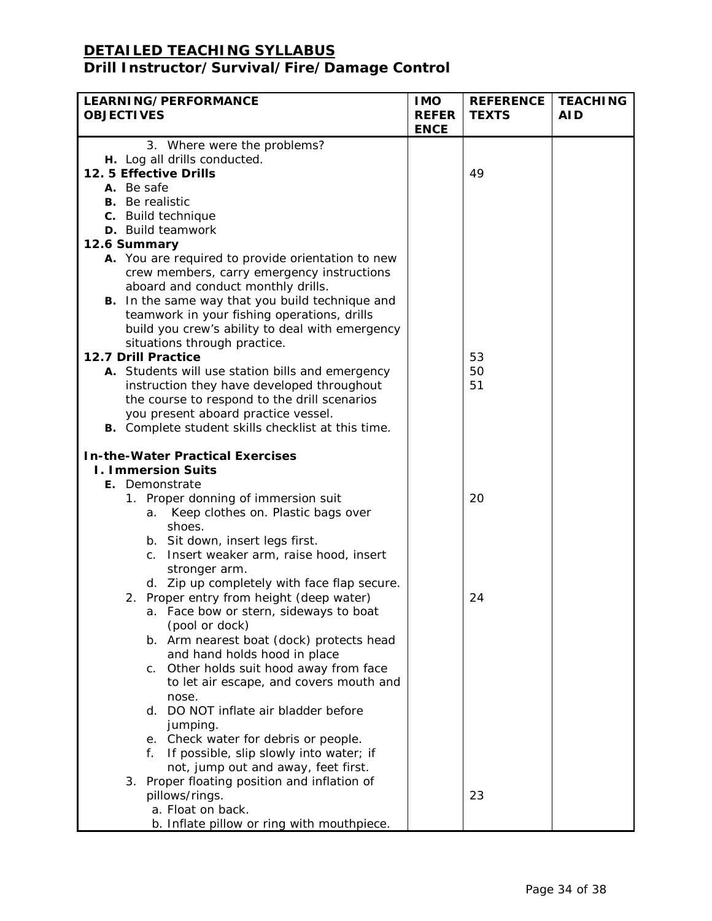## DETAILED TEACHING SYLLABUS
## Drill Instructor/Survival/Fire/Damage Control

| LEARNING/PERFORMANCE OBJECTIVES | IMO REFERENCE | REFERENCE TEXTS | TEACHING AID |
|---|---|---|---|
| 3. Where were the problems? | | | |
| **H.** Log all drills conducted. | | | |
| **12. 5 Effective Drills** | | 49 | |
| **A.** Be safe | | | |
| **B.** Be realistic | | | |
| **C.** Build technique | | | |
| **D.** Build teamwork | | | |
| **12.6 Summary** | | | |
| **A.** You are required to provide orientation to new crew members, carry emergency instructions aboard and conduct monthly drills. | | | |
| **B.** In the same way that you build technique and teamwork in your fishing operations, drills build you crew's ability to deal with emergency situations through practice. | | | |
| **12.7 Drill Practice** | | 53 | |
| **A.** Students will use station bills and emergency instruction they have developed throughout the course to respond to the drill scenarios you present aboard practice vessel. | | 50<br>51 | |
| **B.** Complete student skills checklist at this time. | | | |
| **In-the-Water Practical Exercises** | | | |
| **I. Immersion Suits** | | | |
| **E.** Demonstrate | | | |
| 1. Proper donning of immersion suit | | 20 | |
| a. Keep clothes on. Plastic bags over shoes. | | | |
| b. Sit down, insert legs first. | | | |
| c. Insert weaker arm, raise hood, insert stronger arm. | | | |
| d. Zip up completely with face flap secure. | | | |
| 2. Proper entry from height (deep water) | | 24 | |
| a. Face bow or stern, sideways to boat (pool or dock) | | | |
| b. Arm nearest boat (dock) protects head and hand holds hood in place | | | |
| c. Other holds suit hood away from face to let air escape, and covers mouth and nose. | | | |
| d. DO NOT inflate air bladder before jumping. | | | |
| e. Check water for debris or people. | | | |
| f. If possible, slip slowly into water; if not, jump out and away, feet first. | | | |
| 3. Proper floating position and inflation of pillows/rings. | | 23 | |
| a. Float on back. | | | |
| b. Inflate pillow or ring with mouthpiece. | | | |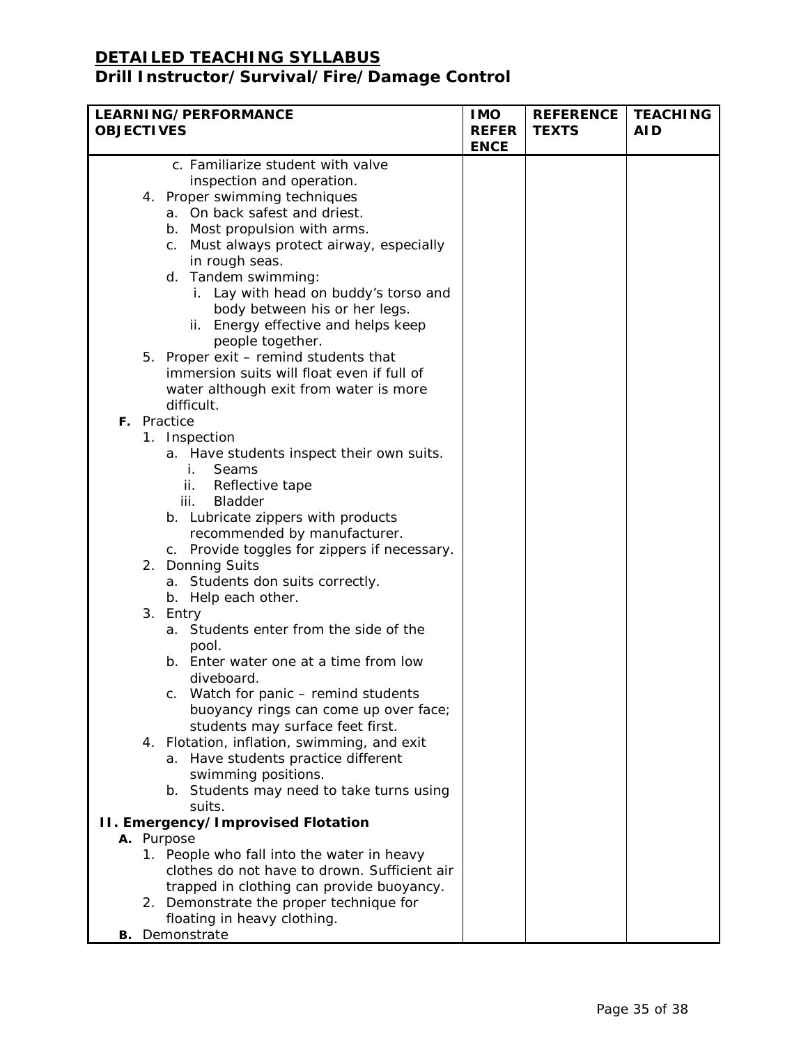## DETAILED TEACHING SYLLABUS
## Drill Instructor/Survival/Fire/Damage Control

| LEARNING/PERFORMANCE OBJECTIVES | IMO REFERENCE | REFERENCE TEXTS | TEACHING AID |
|---|---|---|---|
| c. Familiarize student with valve inspection and operation.<br>4. Proper swimming techniques<br>a. On back safest and driest.<br>b. Most propulsion with arms.<br>c. Must always protect airway, especially in rough seas.<br>d. Tandem swimming:<br>i. Lay with head on buddy's torso and body between his or her legs.<br>ii. Energy effective and helps keep people together.<br>5. Proper exit – remind students that immersion suits will float even if full of water although exit from water is more difficult.<br>**F.** Practice<br>1. Inspection<br>a. Have students inspect their own suits.<br>i. Seams<br>ii. Reflective tape<br>iii. Bladder<br>b. Lubricate zippers with products recommended by manufacturer.<br>c. Provide toggles for zippers if necessary.<br>2. Donning Suits<br>a. Students don suits correctly.<br>b. Help each other.<br>3. Entry<br>a. Students enter from the side of the pool.<br>b. Enter water one at a time from low diveboard.<br>c. Watch for panic – remind students buoyancy rings can come up over face; students may surface feet first.<br>4. Flotation, inflation, swimming, and exit<br>a. Have students practice different swimming positions.<br>b. Students may need to take turns using suits.<br>**II. Emergency/Improvised Flotation**<br>**A.** Purpose<br>1. People who fall into the water in heavy clothes do not have to drown. Sufficient air trapped in clothing can provide buoyancy.<br>2. Demonstrate the proper technique for floating in heavy clothing.<br>**B.** Demonstrate | | | |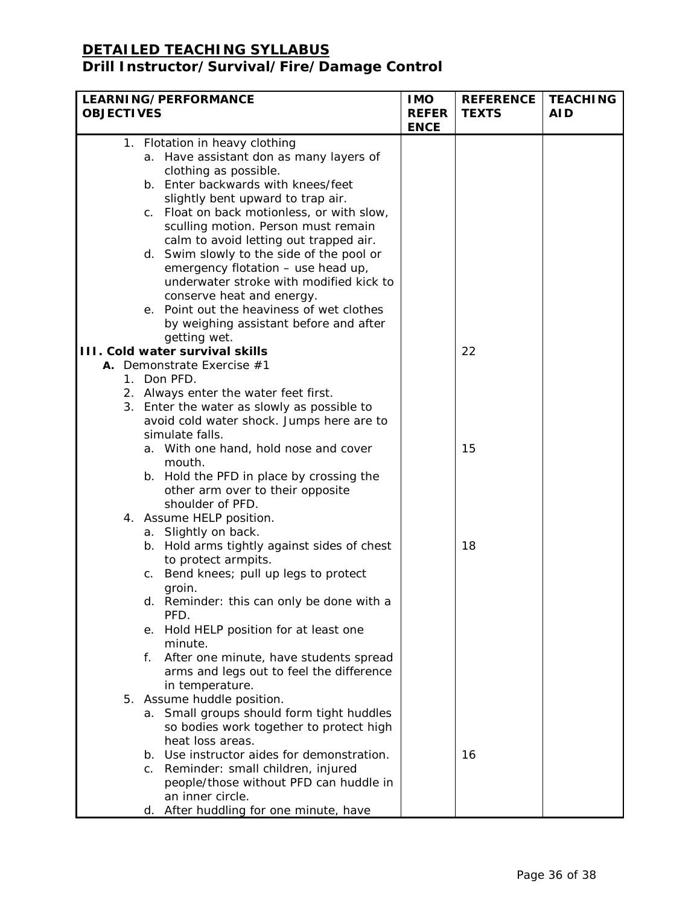## DETAILED TEACHING SYLLABUS

### Drill Instructor/Survival/Fire/Damage Control

| LEARNING/PERFORMANCE OBJECTIVES | IMO REFERENCE | REFERENCE TEXTS | TEACHING AID |
|---|---|---|---|
| 1. Flotation in heavy clothing | | | |
| a. Have assistant don as many layers of clothing as possible. | | | |
| b. Enter backwards with knees/feet slightly bent upward to trap air. | | | |
| c. Float on back motionless, or with slow, sculling motion. Person must remain calm to avoid letting out trapped air. | | | |
| d. Swim slowly to the side of the pool or emergency flotation – use head up, underwater stroke with modified kick to conserve heat and energy. | | | |
| e. Point out the heaviness of wet clothes by weighing assistant before and after getting wet. | | | |
| **III. Cold water survival skills** | | 22 | |
| **A.** Demonstrate Exercise #1 | | | |
| 1. Don PFD. | | | |
| 2. Always enter the water feet first. | | | |
| 3. Enter the water as slowly as possible to avoid cold water shock. Jumps here are to simulate falls. | | | |
| a. With one hand, hold nose and cover mouth. | | 15 | |
| b. Hold the PFD in place by crossing the other arm over to their opposite shoulder of PFD. | | | |
| 4. Assume HELP position. | | | |
| a. Slightly on back. | | | |
| b. Hold arms tightly against sides of chest to protect armpits. | | 18 | |
| c. Bend knees; pull up legs to protect groin. | | | |
| d. Reminder: this can only be done with a PFD. | | | |
| e. Hold HELP position for at least one minute. | | | |
| f. After one minute, have students spread arms and legs out to feel the difference in temperature. | | | |
| 5. Assume huddle position. | | | |
| a. Small groups should form tight huddles so bodies work together to protect high heat loss areas. | | | |
| b. Use instructor aides for demonstration. | | 16 | |
| c. Reminder: small children, injured people/those without PFD can huddle in an inner circle. | | | |
| d. After huddling for one minute, have | | | |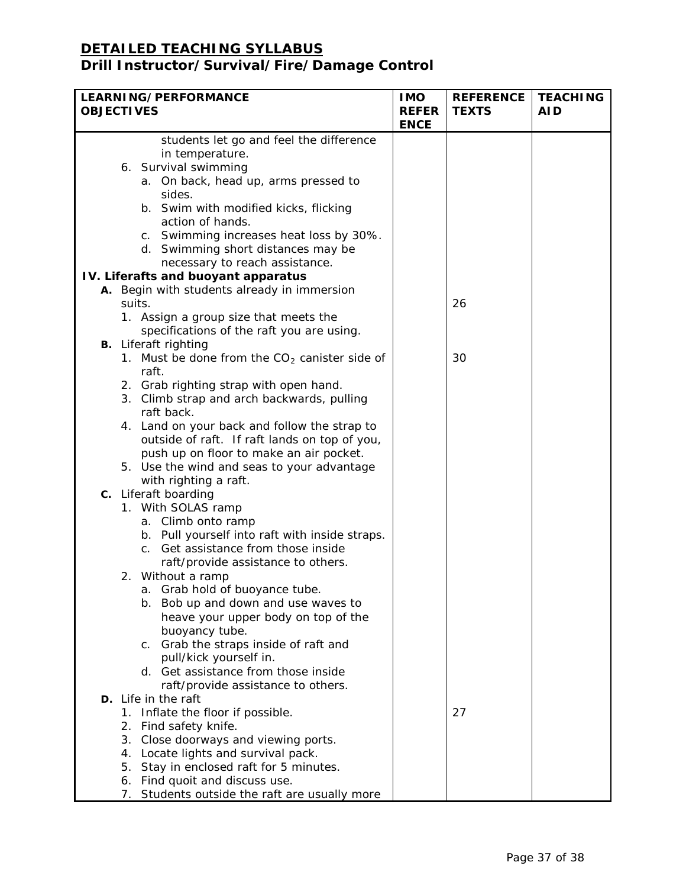## DETAILED TEACHING SYLLABUS
## Drill Instructor/Survival/Fire/Damage Control

| LEARNING/PERFORMANCE OBJECTIVES | IMO REFERENCE | REFERENCE TEXTS | TEACHING AID |
|---|---|---|---|
| students let go and feel the difference in temperature. | | | |
| 6. Survival swimming | | | |
| a. On back, head up, arms pressed to sides. | | | |
| b. Swim with modified kicks, flicking action of hands. | | | |
| c. Swimming increases heat loss by 30%. | | | |
| d. Swimming short distances may be necessary to reach assistance. | | | |
| **IV. Liferafts and buoyant apparatus** | | | |
| **A.** Begin with students already in immersion suits. | | 26 | |
| 1. Assign a group size that meets the specifications of the raft you are using. | | | |
| **B.** Liferaft righting | | | |
| 1. Must be done from the $CO_2$ canister side of raft. | | 30 | |
| 2. Grab righting strap with open hand. | | | |
| 3. Climb strap and arch backwards, pulling raft back. | | | |
| 4. Land on your back and follow the strap to outside of raft. If raft lands on top of you, push up on floor to make an air pocket. | | | |
| 5. Use the wind and seas to your advantage with righting a raft. | | | |
| **C.** Liferaft boarding | | | |
| 1. With SOLAS ramp | | | |
| a. Climb onto ramp | | | |
| b. Pull yourself into raft with inside straps. | | | |
| c. Get assistance from those inside raft/provide assistance to others. | | | |
| 2. Without a ramp | | | |
| a. Grab hold of buoyance tube. | | | |
| b. Bob up and down and use waves to heave your upper body on top of the buoyancy tube. | | | |
| c. Grab the straps inside of raft and pull/kick yourself in. | | | |
| d. Get assistance from those inside raft/provide assistance to others. | | | |
| **D.** Life in the raft | | | |
| 1. Inflate the floor if possible. | | 27 | |
| 2. Find safety knife. | | | |
| 3. Close doorways and viewing ports. | | | |
| 4. Locate lights and survival pack. | | | |
| 5. Stay in enclosed raft for 5 minutes. | | | |
| 6. Find quoit and discuss use. | | | |
| 7. Students outside the raft are usually more | | | |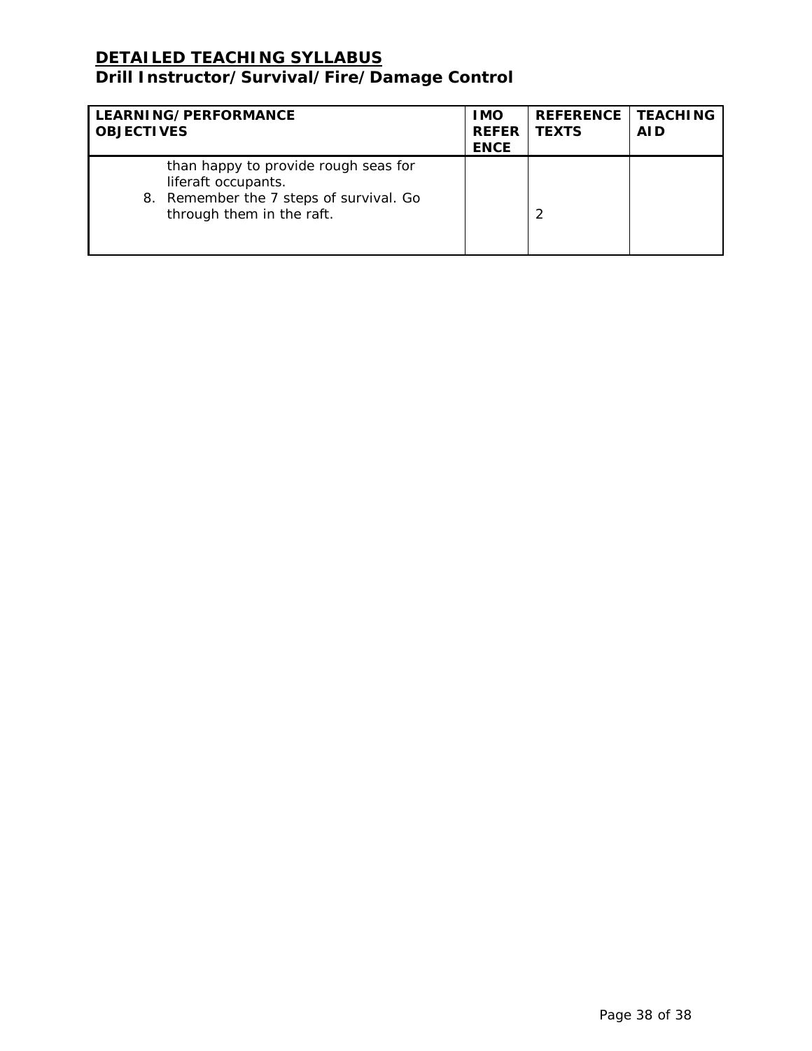## DETAILED TEACHING SYLLABUS
## Drill Instructor/Survival/Fire/Damage Control

| LEARNING/PERFORMANCE OBJECTIVES | IMO REFERENCE | REFERENCE TEXTS | TEACHING AID |
|---|---|---|---|
| than happy to provide rough seas for liferaft occupants.<br>8. Remember the 7 steps of survival. Go through them in the raft. | | 2 | |